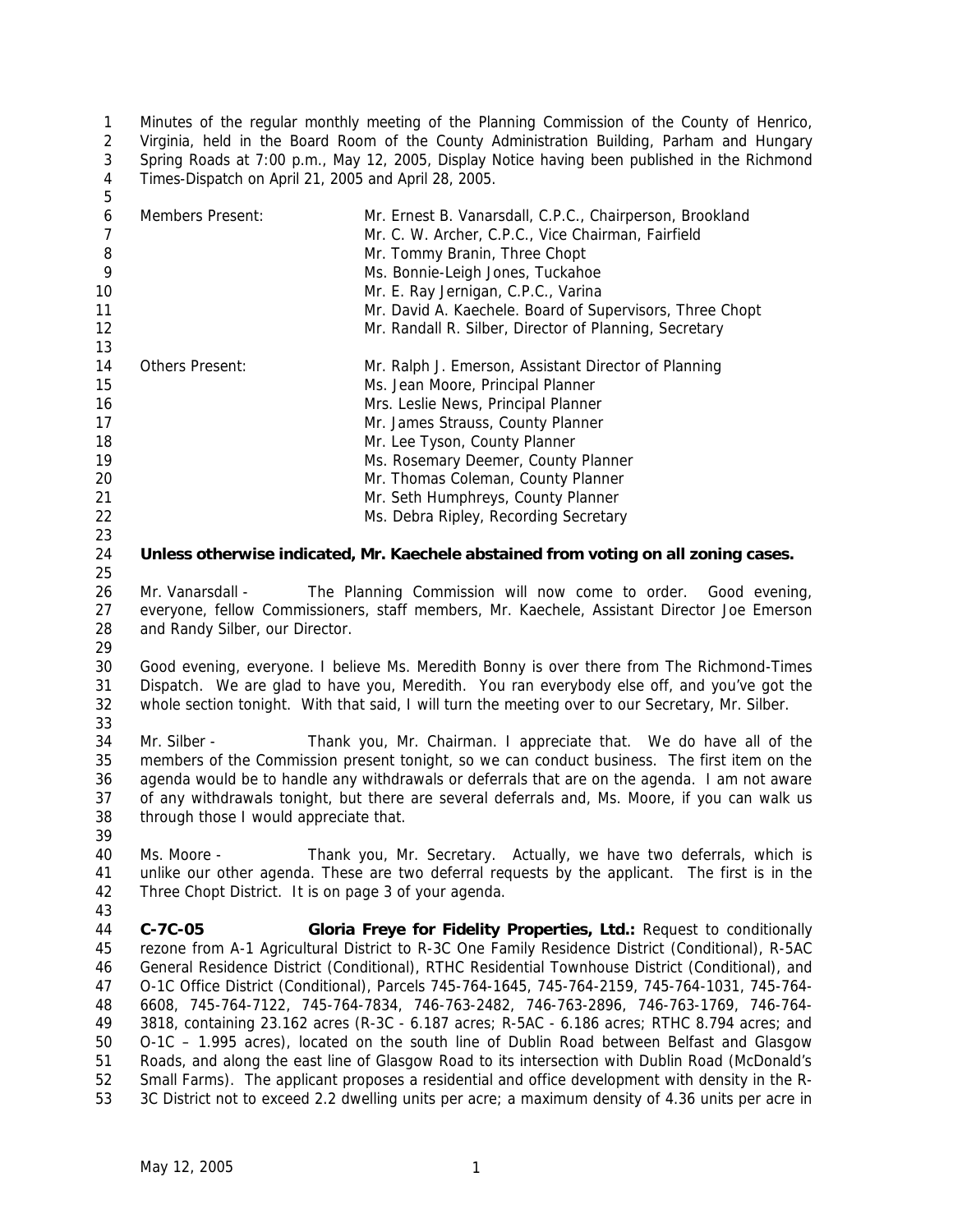Minutes of the regular monthly meeting of the Planning Commission of the County of Henrico, Virginia, held in the Board Room of the County Administration Building, Parham and Hungary Spring Roads at 7:00 p.m., May 12, 2005, Display Notice having been published in the Richmond Times-Dispatch on April 21, 2005 and April 28, 2005.

| | |
|---|---|
| Members Present: | Mr. Ernest B. Vanarsdall, C.P.C., Chairperson, Brookland |
| | Mr. C. W. Archer, C.P.C., Vice Chairman, Fairfield |
| | Mr. Tommy Branin, Three Chopt |
| | Ms. Bonnie-Leigh Jones, Tuckahoe |
| | Mr. E. Ray Jernigan, C.P.C., Varina |
| | Mr. David A. Kaechele. Board of Supervisors, Three Chopt |
| | Mr. Randall R. Silber, Director of Planning, Secretary |
| Others Present: | Mr. Ralph J. Emerson, Assistant Director of Planning |
| | Ms. Jean Moore, Principal Planner |
| | Mrs. Leslie News, Principal Planner |
| | Mr. James Strauss, County Planner |
| | Mr. Lee Tyson, County Planner |
| | Ms. Rosemary Deemer, County Planner |
| | Mr. Thomas Coleman, County Planner |
| | Mr. Seth Humphreys, County Planner |
| | Ms. Debra Ripley, Recording Secretary |

**Unless otherwise indicated, Mr. Kaechele abstained from voting on all zoning cases.**

Mr. Vanarsdall - The Planning Commission will now come to order. Good evening, everyone, fellow Commissioners, staff members, Mr. Kaechele, Assistant Director Joe Emerson and Randy Silber, our Director.

Good evening, everyone. I believe Ms. Meredith Bonny is over there from The Richmond-Times Dispatch. We are glad to have you, Meredith. You ran everybody else off, and you've got the whole section tonight. With that said, I will turn the meeting over to our Secretary, Mr. Silber.

Mr. Silber - Thank you, Mr. Chairman. I appreciate that. We do have all of the members of the Commission present tonight, so we can conduct business. The first item on the agenda would be to handle any withdrawals or deferrals that are on the agenda. I am not aware of any withdrawals tonight, but there are several deferrals and, Ms. Moore, if you can walk us through those I would appreciate that.

Ms. Moore - Thank you, Mr. Secretary. Actually, we have two deferrals, which is unlike our other agenda. These are two deferral requests by the applicant. The first is in the Three Chopt District. It is on page 3 of your agenda.

**C-7C-05 Gloria Freye for Fidelity Properties, Ltd.:** Request to conditionally rezone from A-1 Agricultural District to R-3C One Family Residence District (Conditional), R-5AC General Residence District (Conditional), RTHC Residential Townhouse District (Conditional), and O-1C Office District (Conditional), Parcels 745-764-1645, 745-764-2159, 745-764-1031, 745-764-6608, 745-764-7122, 745-764-7834, 746-763-2482, 746-763-2896, 746-763-1769, 746-764-3818, containing 23.162 acres (R-3C - 6.187 acres; R-5AC - 6.186 acres; RTHC 8.794 acres; and O-1C – 1.995 acres), located on the south line of Dublin Road between Belfast and Glasgow Roads, and along the east line of Glasgow Road to its intersection with Dublin Road (McDonald's Small Farms). The applicant proposes a residential and office development with density in the R-3C District not to exceed 2.2 dwelling units per acre; a maximum density of 4.36 units per acre in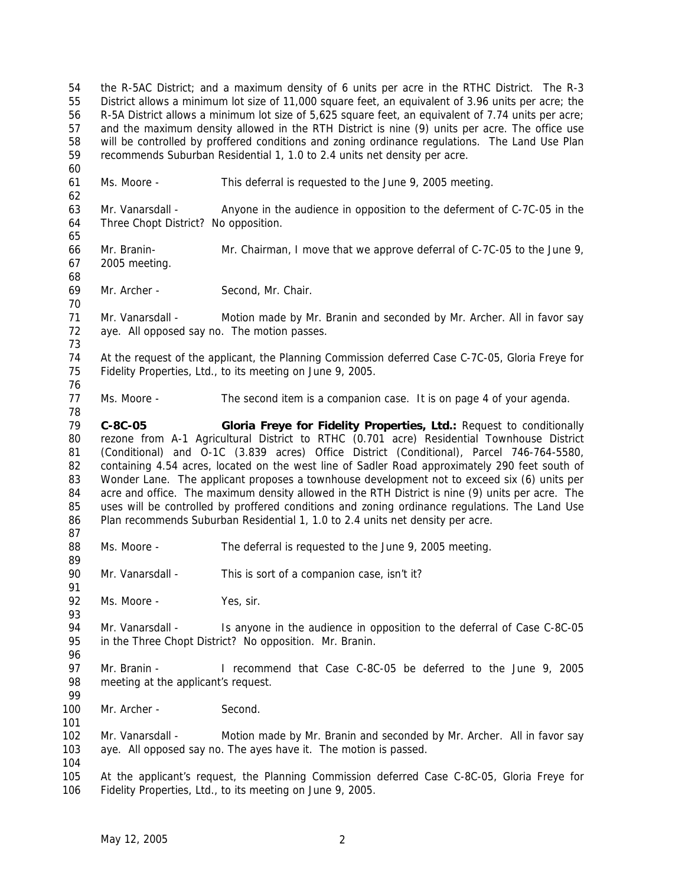the R-5AC District; and a maximum density of 6 units per acre in the RTHC District. The R-3 District allows a minimum lot size of 11,000 square feet, an equivalent of 3.96 units per acre; the R-5A District allows a minimum lot size of 5,625 square feet, an equivalent of 7.74 units per acre; and the maximum density allowed in the RTH District is nine (9) units per acre. The office use will be controlled by proffered conditions and zoning ordinance regulations. The Land Use Plan recommends Suburban Residential 1, 1.0 to 2.4 units net density per acre.

Ms. Moore - This deferral is requested to the June 9, 2005 meeting.

Mr. Vanarsdall - Anyone in the audience in opposition to the deferment of C-7C-05 in the Three Chopt District? No opposition.

Mr. Branin- Mr. Chairman, I move that we approve deferral of C-7C-05 to the June 9, 2005 meeting.

Mr. Archer - Second, Mr. Chair.

Mr. Vanarsdall - Motion made by Mr. Branin and seconded by Mr. Archer. All in favor say aye. All opposed say no. The motion passes.

At the request of the applicant, the Planning Commission deferred Case C-7C-05, Gloria Freye for Fidelity Properties, Ltd., to its meeting on June 9, 2005.

Ms. Moore - The second item is a companion case. It is on page 4 of your agenda.

**C-8C-05 Gloria Freye for Fidelity Properties, Ltd.:** Request to conditionally rezone from A-1 Agricultural District to RTHC (0.701 acre) Residential Townhouse District (Conditional) and O-1C (3.839 acres) Office District (Conditional), Parcel 746-764-5580, containing 4.54 acres, located on the west line of Sadler Road approximately 290 feet south of Wonder Lane. The applicant proposes a townhouse development not to exceed six (6) units per acre and office. The maximum density allowed in the RTH District is nine (9) units per acre. The uses will be controlled by proffered conditions and zoning ordinance regulations. The Land Use Plan recommends Suburban Residential 1, 1.0 to 2.4 units net density per acre.

Ms. Moore - The deferral is requested to the June 9, 2005 meeting.

Mr. Vanarsdall - This is sort of a companion case, isn't it?

Ms. Moore - Yes, sir.

Mr. Vanarsdall - Is anyone in the audience in opposition to the deferral of Case C-8C-05 in the Three Chopt District? No opposition. Mr. Branin.

Mr. Branin - I recommend that Case C-8C-05 be deferred to the June 9, 2005 meeting at the applicant's request.

Mr. Archer - Second.

Mr. Vanarsdall - Motion made by Mr. Branin and seconded by Mr. Archer. All in favor say aye. All opposed say no. The ayes have it. The motion is passed.

At the applicant's request, the Planning Commission deferred Case C-8C-05, Gloria Freye for Fidelity Properties, Ltd., to its meeting on June 9, 2005.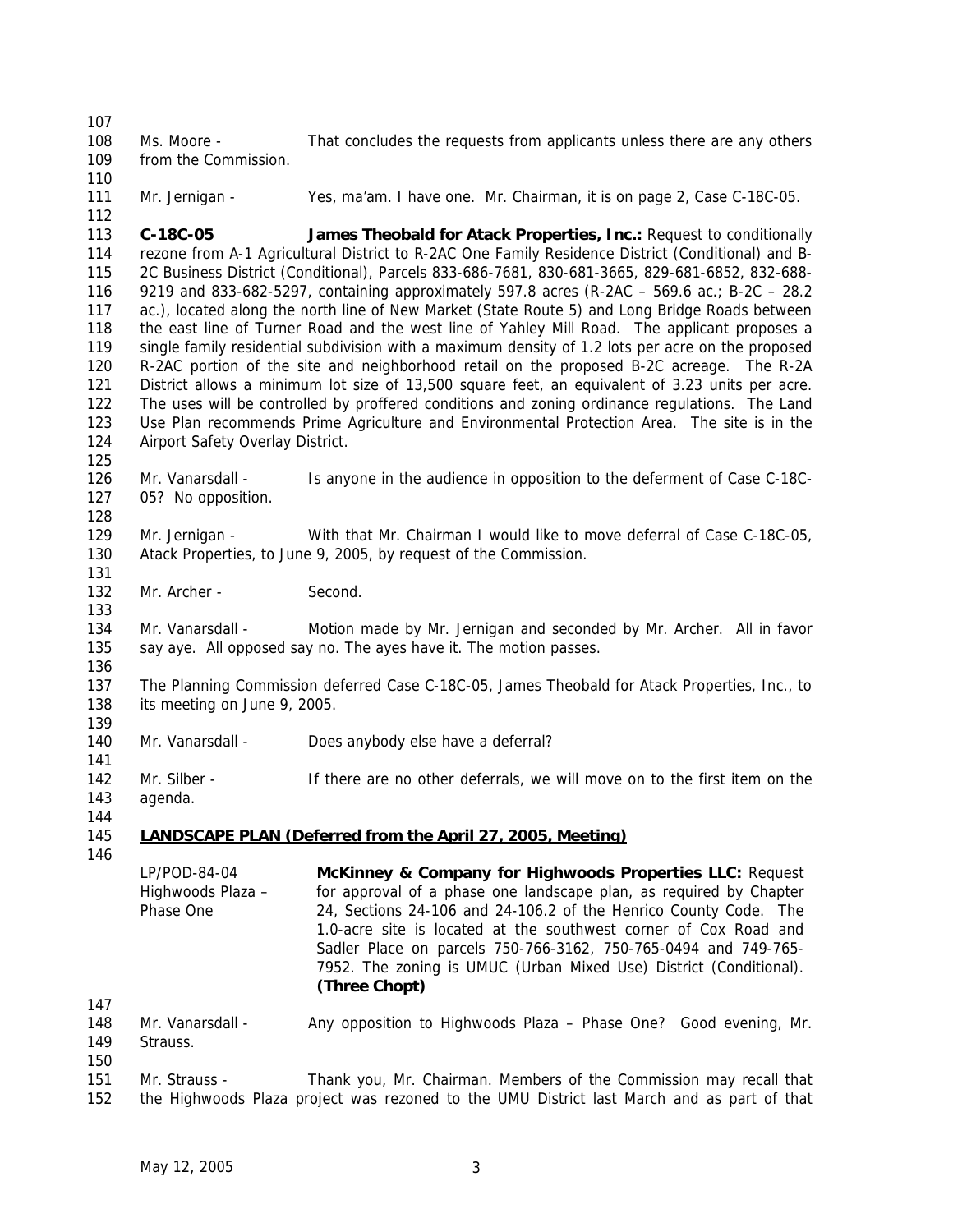Ms. Moore - That concludes the requests from applicants unless there are any others from the Commission.

Mr. Jernigan - Yes, ma'am. I have one. Mr. Chairman, it is on page 2, Case C-18C-05.

**C-18C-05 James Theobald for Atack Properties, Inc.:** Request to conditionally rezone from A-1 Agricultural District to R-2AC One Family Residence District (Conditional) and B-2C Business District (Conditional), Parcels 833-686-7681, 830-681-3665, 829-681-6852, 832-688-9219 and 833-682-5297, containing approximately 597.8 acres (R-2AC – 569.6 ac.; B-2C – 28.2 ac.), located along the north line of New Market (State Route 5) and Long Bridge Roads between the east line of Turner Road and the west line of Yahley Mill Road. The applicant proposes a single family residential subdivision with a maximum density of 1.2 lots per acre on the proposed R-2AC portion of the site and neighborhood retail on the proposed B-2C acreage. The R-2A District allows a minimum lot size of 13,500 square feet, an equivalent of 3.23 units per acre. The uses will be controlled by proffered conditions and zoning ordinance regulations. The Land Use Plan recommends Prime Agriculture and Environmental Protection Area. The site is in the Airport Safety Overlay District.

Mr. Vanarsdall - Is anyone in the audience in opposition to the deferment of Case C-18C-05? No opposition.

Mr. Jernigan - With that Mr. Chairman I would like to move deferral of Case C-18C-05, Atack Properties, to June 9, 2005, by request of the Commission.

Mr. Archer - Second.

Mr. Vanarsdall - Motion made by Mr. Jernigan and seconded by Mr. Archer. All in favor say aye. All opposed say no. The ayes have it. The motion passes.

The Planning Commission deferred Case C-18C-05, James Theobald for Atack Properties, Inc., to its meeting on June 9, 2005.

Mr. Vanarsdall - Does anybody else have a deferral?

Mr. Silber - If there are no other deferrals, we will move on to the first item on the agenda.

**LANDSCAPE PLAN (Deferred from the April 27, 2005, Meeting)**

| | |
|---|---|
| LP/POD-84-04 Highwoods Plaza – Phase One | **McKinney & Company for Highwoods Properties LLC:** Request for approval of a phase one landscape plan, as required by Chapter 24, Sections 24-106 and 24-106.2 of the Henrico County Code. The 1.0-acre site is located at the southwest corner of Cox Road and Sadler Place on parcels 750-766-3162, 750-765-0494 and 749-765-7952. The zoning is UMUC (Urban Mixed Use) District (Conditional). **(Three Chopt)** |

Mr. Vanarsdall - Any opposition to Highwoods Plaza – Phase One? Good evening, Mr. Strauss.

Mr. Strauss - Thank you, Mr. Chairman. Members of the Commission may recall that the Highwoods Plaza project was rezoned to the UMU District last March and as part of that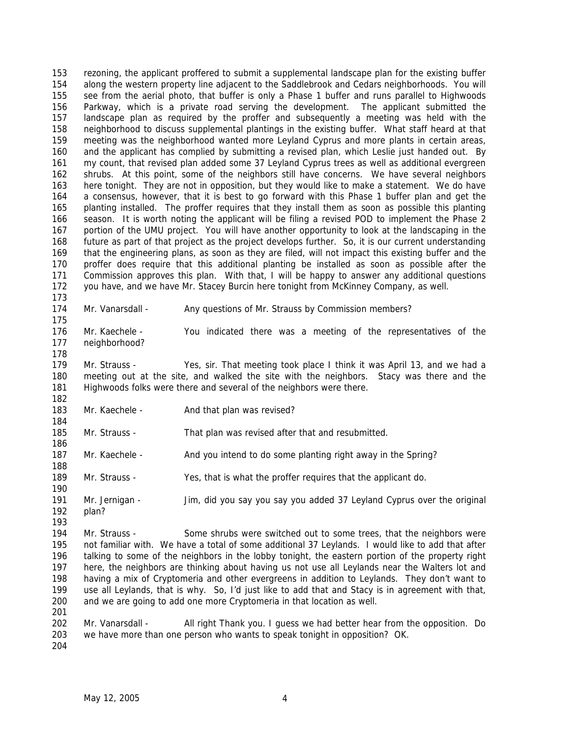rezoning, the applicant proffered to submit a supplemental landscape plan for the existing buffer along the western property line adjacent to the Saddlebrook and Cedars neighborhoods. You will see from the aerial photo, that buffer is only a Phase 1 buffer and runs parallel to Highwoods Parkway, which is a private road serving the development. The applicant submitted the landscape plan as required by the proffer and subsequently a meeting was held with the neighborhood to discuss supplemental plantings in the existing buffer. What staff heard at that meeting was the neighborhood wanted more Leyland Cyprus and more plants in certain areas, and the applicant has complied by submitting a revised plan, which Leslie just handed out. By my count, that revised plan added some 37 Leyland Cyprus trees as well as additional evergreen shrubs. At this point, some of the neighbors still have concerns. We have several neighbors here tonight. They are not in opposition, but they would like to make a statement. We do have a consensus, however, that it is best to go forward with this Phase 1 buffer plan and get the planting installed. The proffer requires that they install them as soon as possible this planting season. It is worth noting the applicant will be filing a revised POD to implement the Phase 2 portion of the UMU project. You will have another opportunity to look at the landscaping in the future as part of that project as the project develops further. So, it is our current understanding that the engineering plans, as soon as they are filed, will not impact this existing buffer and the proffer does require that this additional planting be installed as soon as possible after the Commission approves this plan. With that, I will be happy to answer any additional questions you have, and we have Mr. Stacey Burcin here tonight from McKinney Company, as well.

Mr. Vanarsdall - Any questions of Mr. Strauss by Commission members?

Mr. Kaechele - You indicated there was a meeting of the representatives of the neighborhood?

Mr. Strauss - Yes, sir. That meeting took place I think it was April 13, and we had a meeting out at the site, and walked the site with the neighbors. Stacy was there and the Highwoods folks were there and several of the neighbors were there.

Mr. Kaechele - And that plan was revised?

Mr. Strauss - That plan was revised after that and resubmitted.

Mr. Kaechele - And you intend to do some planting right away in the Spring?

Mr. Strauss - Yes, that is what the proffer requires that the applicant do.

Mr. Jernigan - Jim, did you say you say you added 37 Leyland Cyprus over the original plan?

Mr. Strauss - Some shrubs were switched out to some trees, that the neighbors were not familiar with. We have a total of some additional 37 Leylands. I would like to add that after talking to some of the neighbors in the lobby tonight, the eastern portion of the property right here, the neighbors are thinking about having us not use all Leylands near the Walters lot and having a mix of Cryptomeria and other evergreens in addition to Leylands. They don't want to use all Leylands, that is why. So, I'd just like to add that and Stacy is in agreement with that, and we are going to add one more Cryptomeria in that location as well.

Mr. Vanarsdall - All right Thank you. I guess we had better hear from the opposition. Do we have more than one person who wants to speak tonight in opposition? OK.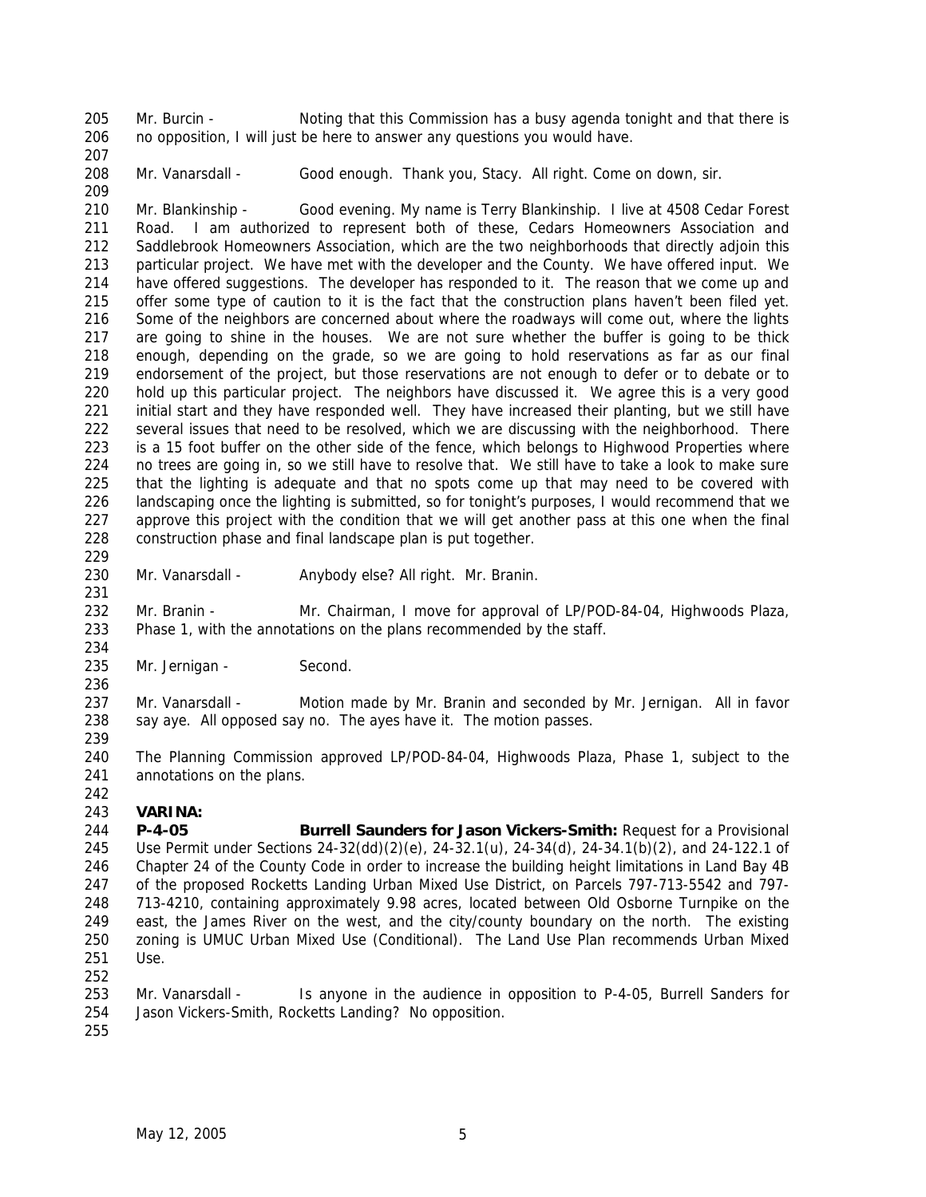Mr. Burcin - Noting that this Commission has a busy agenda tonight and that there is no opposition, I will just be here to answer any questions you would have.

Mr. Vanarsdall - Good enough. Thank you, Stacy. All right. Come on down, sir.

Mr. Blankinship - Good evening. My name is Terry Blankinship. I live at 4508 Cedar Forest Road. I am authorized to represent both of these, Cedars Homeowners Association and Saddlebrook Homeowners Association, which are the two neighborhoods that directly adjoin this particular project. We have met with the developer and the County. We have offered input. We have offered suggestions. The developer has responded to it. The reason that we come up and offer some type of caution to it is the fact that the construction plans haven't been filed yet. Some of the neighbors are concerned about where the roadways will come out, where the lights are going to shine in the houses. We are not sure whether the buffer is going to be thick enough, depending on the grade, so we are going to hold reservations as far as our final endorsement of the project, but those reservations are not enough to defer or to debate or to hold up this particular project. The neighbors have discussed it. We agree this is a very good initial start and they have responded well. They have increased their planting, but we still have several issues that need to be resolved, which we are discussing with the neighborhood. There is a 15 foot buffer on the other side of the fence, which belongs to Highwood Properties where no trees are going in, so we still have to resolve that. We still have to take a look to make sure that the lighting is adequate and that no spots come up that may need to be covered with landscaping once the lighting is submitted, so for tonight's purposes, I would recommend that we approve this project with the condition that we will get another pass at this one when the final construction phase and final landscape plan is put together.

Mr. Vanarsdall - Anybody else? All right. Mr. Branin.

Mr. Branin - Mr. Chairman, I move for approval of LP/POD-84-04, Highwoods Plaza, Phase 1, with the annotations on the plans recommended by the staff.

Mr. Jernigan - Second.

Mr. Vanarsdall - Motion made by Mr. Branin and seconded by Mr. Jernigan. All in favor say aye. All opposed say no. The ayes have it. The motion passes.

The Planning Commission approved LP/POD-84-04, Highwoods Plaza, Phase 1, subject to the annotations on the plans.

**VARINA:**

**P-4-05 Burrell Saunders for Jason Vickers-Smith:** Request for a Provisional Use Permit under Sections 24-32(dd)(2)(e), 24-32.1(u), 24-34(d), 24-34.1(b)(2), and 24-122.1 of Chapter 24 of the County Code in order to increase the building height limitations in Land Bay 4B of the proposed Rocketts Landing Urban Mixed Use District, on Parcels 797-713-5542 and 797-713-4210, containing approximately 9.98 acres, located between Old Osborne Turnpike on the east, the James River on the west, and the city/county boundary on the north. The existing zoning is UMUC Urban Mixed Use (Conditional). The Land Use Plan recommends Urban Mixed Use.

Mr. Vanarsdall - Is anyone in the audience in opposition to P-4-05, Burrell Sanders for Jason Vickers-Smith, Rocketts Landing? No opposition.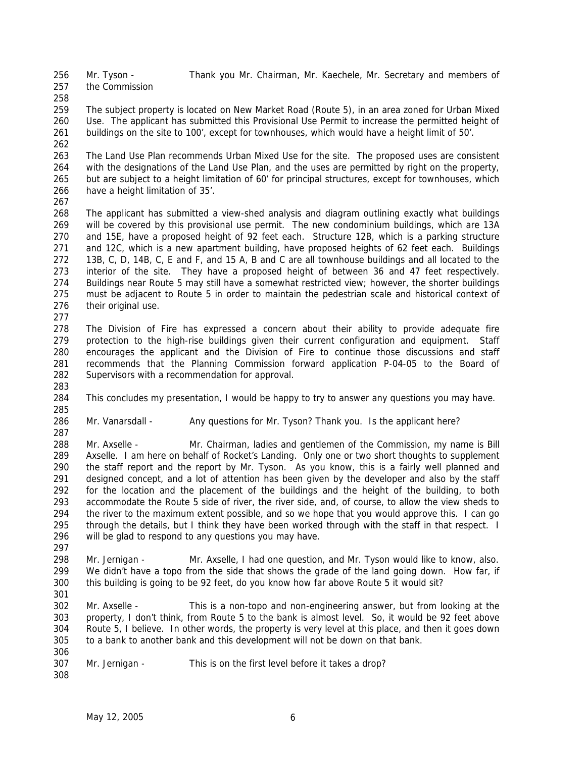Mr. Tyson - Thank you Mr. Chairman, Mr. Kaechele, Mr. Secretary and members of the Commission

The subject property is located on New Market Road (Route 5), in an area zoned for Urban Mixed Use. The applicant has submitted this Provisional Use Permit to increase the permitted height of buildings on the site to 100', except for townhouses, which would have a height limit of 50'.

The Land Use Plan recommends Urban Mixed Use for the site. The proposed uses are consistent with the designations of the Land Use Plan, and the uses are permitted by right on the property, but are subject to a height limitation of 60' for principal structures, except for townhouses, which have a height limitation of 35'.

The applicant has submitted a view-shed analysis and diagram outlining exactly what buildings will be covered by this provisional use permit. The new condominium buildings, which are 13A and 15E, have a proposed height of 92 feet each. Structure 12B, which is a parking structure and 12C, which is a new apartment building, have proposed heights of 62 feet each. Buildings 13B, C, D, 14B, C, E and F, and 15 A, B and C are all townhouse buildings and all located to the interior of the site. They have a proposed height of between 36 and 47 feet respectively. Buildings near Route 5 may still have a somewhat restricted view; however, the shorter buildings must be adjacent to Route 5 in order to maintain the pedestrian scale and historical context of their original use.

The Division of Fire has expressed a concern about their ability to provide adequate fire protection to the high-rise buildings given their current configuration and equipment. Staff encourages the applicant and the Division of Fire to continue those discussions and staff recommends that the Planning Commission forward application P-04-05 to the Board of Supervisors with a recommendation for approval.

This concludes my presentation, I would be happy to try to answer any questions you may have.

Mr. Vanarsdall - Any questions for Mr. Tyson? Thank you. Is the applicant here?

Mr. Axselle - Mr. Chairman, ladies and gentlemen of the Commission, my name is Bill Axselle. I am here on behalf of Rocket's Landing. Only one or two short thoughts to supplement the staff report and the report by Mr. Tyson. As you know, this is a fairly well planned and designed concept, and a lot of attention has been given by the developer and also by the staff for the location and the placement of the buildings and the height of the building, to both accommodate the Route 5 side of river, the river side, and, of course, to allow the view sheds to the river to the maximum extent possible, and so we hope that you would approve this. I can go through the details, but I think they have been worked through with the staff in that respect. I will be glad to respond to any questions you may have.

Mr. Jernigan - Mr. Axselle, I had one question, and Mr. Tyson would like to know, also. We didn't have a topo from the side that shows the grade of the land going down. How far, if this building is going to be 92 feet, do you know how far above Route 5 it would sit?

Mr. Axselle - This is a non-topo and non-engineering answer, but from looking at the property, I don't think, from Route 5 to the bank is almost level. So, it would be 92 feet above Route 5, I believe. In other words, the property is very level at this place, and then it goes down to a bank to another bank and this development will not be down on that bank.

Mr. Jernigan - This is on the first level before it takes a drop?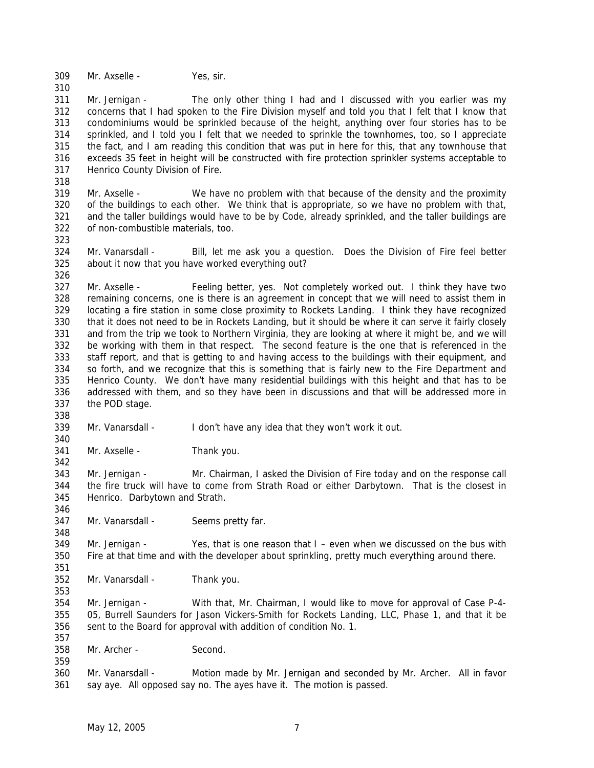Mr. Axselle - Yes, sir.

Mr. Jernigan - The only other thing I had and I discussed with you earlier was my concerns that I had spoken to the Fire Division myself and told you that I felt that I know that condominiums would be sprinkled because of the height, anything over four stories has to be sprinkled, and I told you I felt that we needed to sprinkle the townhomes, too, so I appreciate the fact, and I am reading this condition that was put in here for this, that any townhouse that exceeds 35 feet in height will be constructed with fire protection sprinkler systems acceptable to Henrico County Division of Fire.

Mr. Axselle - We have no problem with that because of the density and the proximity of the buildings to each other. We think that is appropriate, so we have no problem with that, and the taller buildings would have to be by Code, already sprinkled, and the taller buildings are of non-combustible materials, too.

Mr. Vanarsdall - Bill, let me ask you a question. Does the Division of Fire feel better about it now that you have worked everything out?

Mr. Axselle - Feeling better, yes. Not completely worked out. I think they have two remaining concerns, one is there is an agreement in concept that we will need to assist them in locating a fire station in some close proximity to Rockets Landing. I think they have recognized that it does not need to be in Rockets Landing, but it should be where it can serve it fairly closely and from the trip we took to Northern Virginia, they are looking at where it might be, and we will be working with them in that respect. The second feature is the one that is referenced in the staff report, and that is getting to and having access to the buildings with their equipment, and so forth, and we recognize that this is something that is fairly new to the Fire Department and Henrico County. We don't have many residential buildings with this height and that has to be addressed with them, and so they have been in discussions and that will be addressed more in the POD stage.

Mr. Vanarsdall - I don't have any idea that they won't work it out.

Mr. Axselle - Thank you.

Mr. Jernigan - Mr. Chairman, I asked the Division of Fire today and on the response call the fire truck will have to come from Strath Road or either Darbytown. That is the closest in Henrico. Darbytown and Strath.

Mr. Vanarsdall - Seems pretty far.

Mr. Jernigan - Yes, that is one reason that I – even when we discussed on the bus with Fire at that time and with the developer about sprinkling, pretty much everything around there.

Mr. Vanarsdall - Thank you.

Mr. Jernigan - With that, Mr. Chairman, I would like to move for approval of Case P-4-05, Burrell Saunders for Jason Vickers-Smith for Rockets Landing, LLC, Phase 1, and that it be sent to the Board for approval with addition of condition No. 1.

Mr. Archer - Second.

Mr. Vanarsdall - Motion made by Mr. Jernigan and seconded by Mr. Archer. All in favor say aye. All opposed say no. The ayes have it. The motion is passed.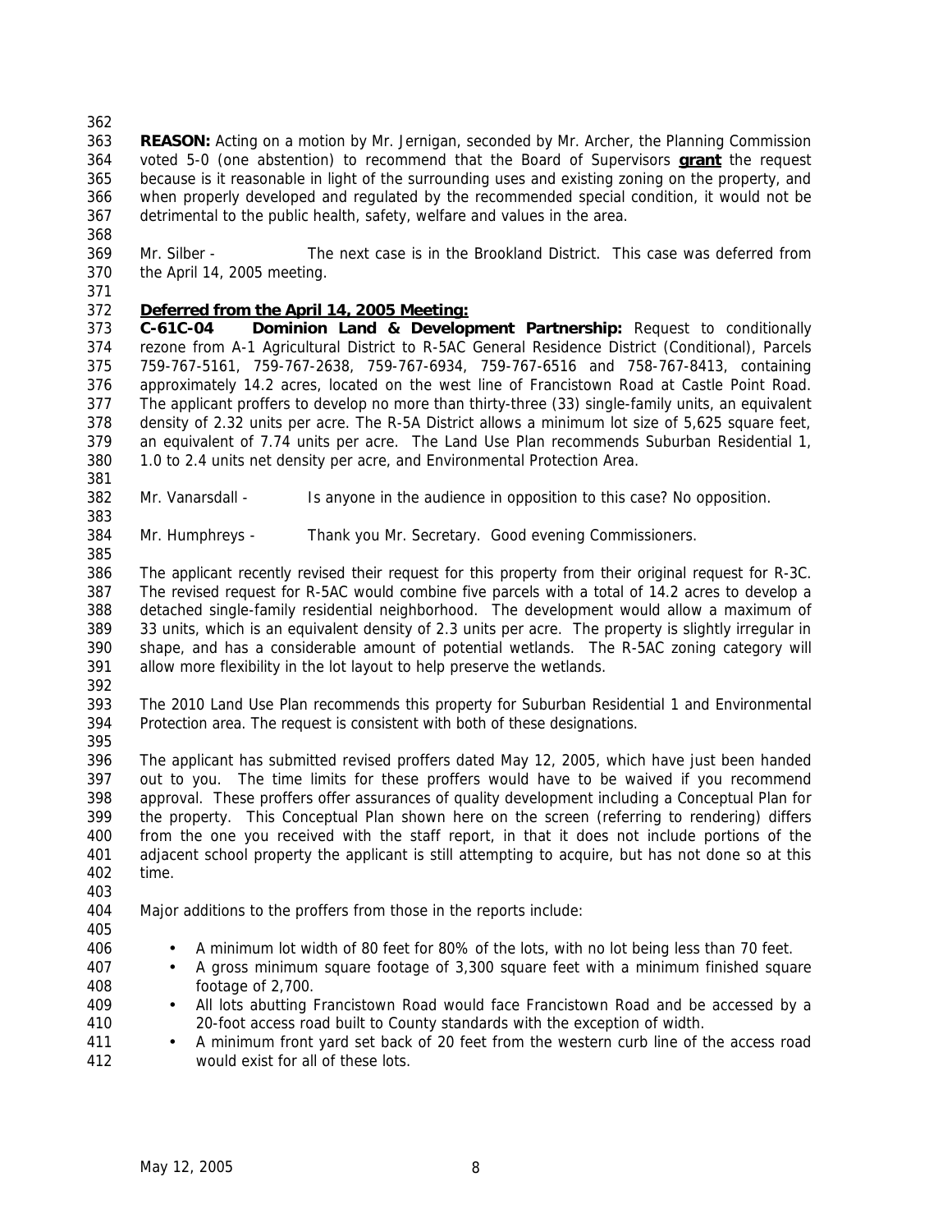**REASON:** Acting on a motion by Mr. Jernigan, seconded by Mr. Archer, the Planning Commission voted 5-0 (one abstention) to recommend that the Board of Supervisors **grant** the request because is it reasonable in light of the surrounding uses and existing zoning on the property, and when properly developed and regulated by the recommended special condition, it would not be detrimental to the public health, safety, welfare and values in the area.

Mr. Silber - The next case is in the Brookland District. This case was deferred from the April 14, 2005 meeting.

**Deferred from the April 14, 2005 Meeting:**

**C-61C-04 Dominion Land & Development Partnership:** Request to conditionally rezone from A-1 Agricultural District to R-5AC General Residence District (Conditional), Parcels 759-767-5161, 759-767-2638, 759-767-6934, 759-767-6516 and 758-767-8413, containing approximately 14.2 acres, located on the west line of Francistown Road at Castle Point Road. The applicant proffers to develop no more than thirty-three (33) single-family units, an equivalent density of 2.32 units per acre. The R-5A District allows a minimum lot size of 5,625 square feet, an equivalent of 7.74 units per acre. The Land Use Plan recommends Suburban Residential 1, 1.0 to 2.4 units net density per acre, and Environmental Protection Area.

Mr. Vanarsdall - Is anyone in the audience in opposition to this case? No opposition.

Mr. Humphreys - Thank you Mr. Secretary. Good evening Commissioners.

The applicant recently revised their request for this property from their original request for R-3C. The revised request for R-5AC would combine five parcels with a total of 14.2 acres to develop a detached single-family residential neighborhood. The development would allow a maximum of 33 units, which is an equivalent density of 2.3 units per acre. The property is slightly irregular in shape, and has a considerable amount of potential wetlands. The R-5AC zoning category will allow more flexibility in the lot layout to help preserve the wetlands.

The 2010 Land Use Plan recommends this property for Suburban Residential 1 and Environmental Protection area. The request is consistent with both of these designations.

The applicant has submitted revised proffers dated May 12, 2005, which have just been handed out to you. The time limits for these proffers would have to be waived if you recommend approval. These proffers offer assurances of quality development including a Conceptual Plan for the property. This Conceptual Plan shown here on the screen (referring to rendering) differs from the one you received with the staff report, in that it does not include portions of the adjacent school property the applicant is still attempting to acquire, but has not done so at this time.

Major additions to the proffers from those in the reports include:

- A minimum lot width of 80 feet for 80% of the lots, with no lot being less than 70 feet.
- A gross minimum square footage of 3,300 square feet with a minimum finished square footage of 2,700.
- All lots abutting Francistown Road would face Francistown Road and be accessed by a 20-foot access road built to County standards with the exception of width.
- A minimum front yard set back of 20 feet from the western curb line of the access road would exist for all of these lots.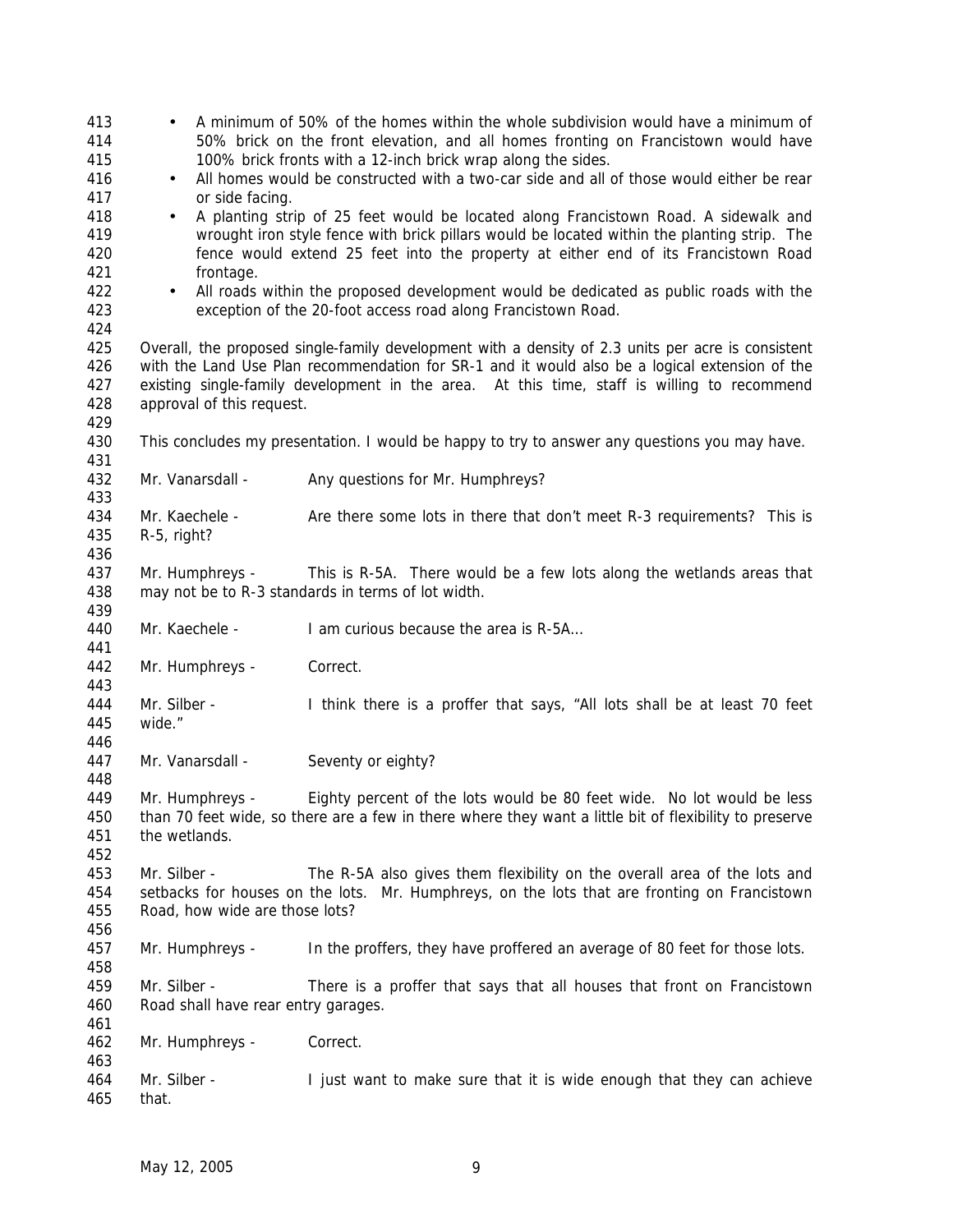- A minimum of 50% of the homes within the whole subdivision would have a minimum of 50% brick on the front elevation, and all homes fronting on Francistown would have 100% brick fronts with a 12-inch brick wrap along the sides.
- All homes would be constructed with a two-car side and all of those would either be rear or side facing.
- A planting strip of 25 feet would be located along Francistown Road. A sidewalk and wrought iron style fence with brick pillars would be located within the planting strip. The fence would extend 25 feet into the property at either end of its Francistown Road frontage.
- All roads within the proposed development would be dedicated as public roads with the exception of the 20-foot access road along Francistown Road.

Overall, the proposed single-family development with a density of 2.3 units per acre is consistent with the Land Use Plan recommendation for SR-1 and it would also be a logical extension of the existing single-family development in the area. At this time, staff is willing to recommend approval of this request.

This concludes my presentation. I would be happy to try to answer any questions you may have.

Mr. Vanarsdall - Any questions for Mr. Humphreys?

Mr. Kaechele - Are there some lots in there that don't meet R-3 requirements? This is R-5, right?

Mr. Humphreys - This is R-5A. There would be a few lots along the wetlands areas that may not be to R-3 standards in terms of lot width.

Mr. Kaechele - I am curious because the area is R-5A…

Mr. Humphreys - Correct.

Mr. Silber - I think there is a proffer that says, "All lots shall be at least 70 feet wide."

Mr. Vanarsdall - Seventy or eighty?

Mr. Humphreys - Eighty percent of the lots would be 80 feet wide. No lot would be less than 70 feet wide, so there are a few in there where they want a little bit of flexibility to preserve the wetlands.

Mr. Silber - The R-5A also gives them flexibility on the overall area of the lots and setbacks for houses on the lots. Mr. Humphreys, on the lots that are fronting on Francistown Road, how wide are those lots?

Mr. Humphreys - In the proffers, they have proffered an average of 80 feet for those lots.

Mr. Silber - There is a proffer that says that all houses that front on Francistown Road shall have rear entry garages.

Mr. Humphreys - Correct.

Mr. Silber - I just want to make sure that it is wide enough that they can achieve that.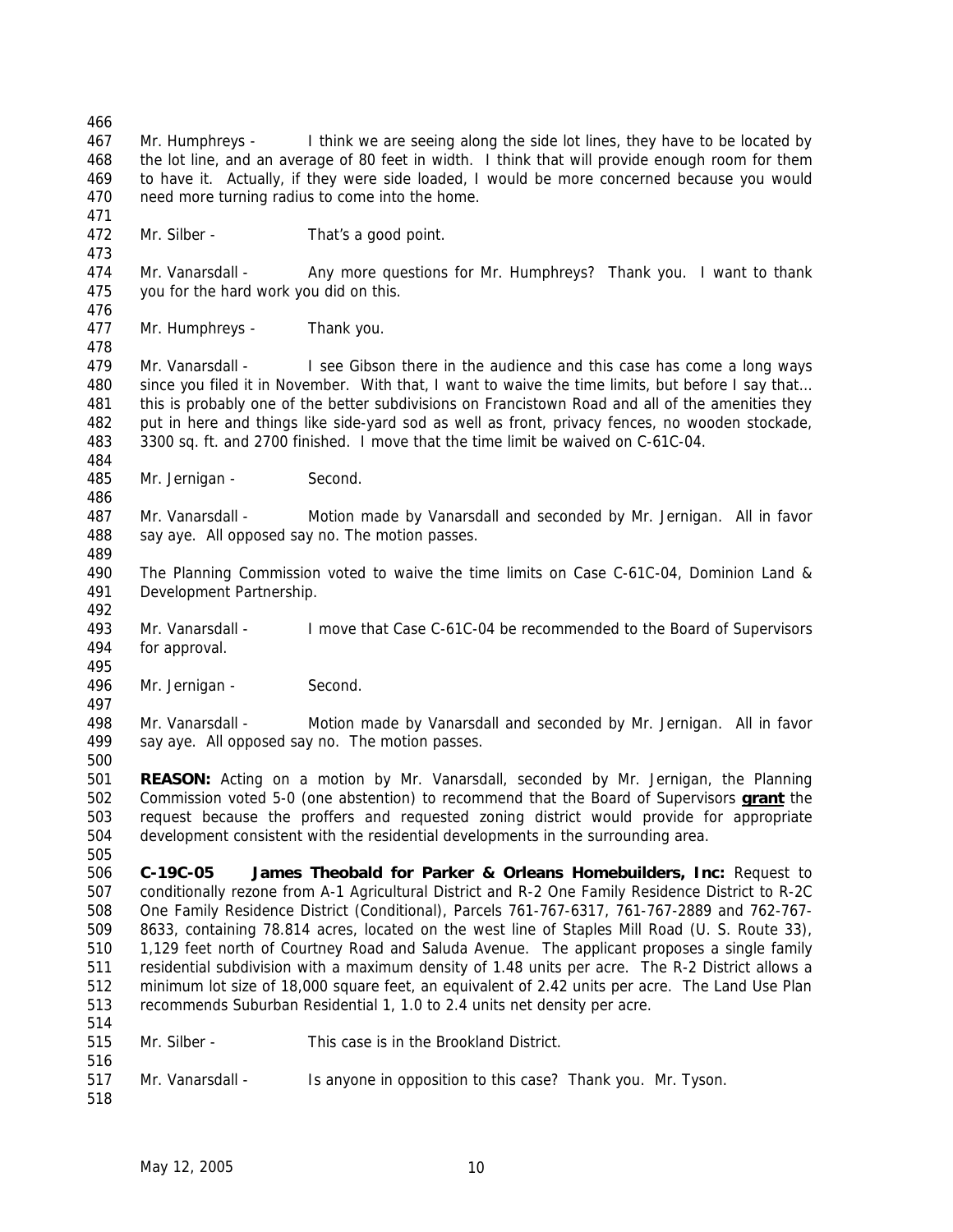Mr. Humphreys - I think we are seeing along the side lot lines, they have to be located by the lot line, and an average of 80 feet in width. I think that will provide enough room for them to have it. Actually, if they were side loaded, I would be more concerned because you would need more turning radius to come into the home.

Mr. Silber - That's a good point.

Mr. Vanarsdall - Any more questions for Mr. Humphreys? Thank you. I want to thank you for the hard work you did on this.

Mr. Humphreys - Thank you.

Mr. Vanarsdall - I see Gibson there in the audience and this case has come a long ways since you filed it in November. With that, I want to waive the time limits, but before I say that… this is probably one of the better subdivisions on Francistown Road and all of the amenities they put in here and things like side-yard sod as well as front, privacy fences, no wooden stockade, 3300 sq. ft. and 2700 finished. I move that the time limit be waived on C-61C-04.

Mr. Jernigan - Second.

Mr. Vanarsdall - Motion made by Vanarsdall and seconded by Mr. Jernigan. All in favor say aye. All opposed say no. The motion passes.

The Planning Commission voted to waive the time limits on Case C-61C-04, Dominion Land & Development Partnership.

Mr. Vanarsdall - I move that Case C-61C-04 be recommended to the Board of Supervisors for approval.

Mr. Jernigan - Second.

Mr. Vanarsdall - Motion made by Vanarsdall and seconded by Mr. Jernigan. All in favor say aye. All opposed say no. The motion passes.

**REASON:** Acting on a motion by Mr. Vanarsdall, seconded by Mr. Jernigan, the Planning Commission voted 5-0 (one abstention) to recommend that the Board of Supervisors **grant** the request because the proffers and requested zoning district would provide for appropriate development consistent with the residential developments in the surrounding area.

**C-19C-05 James Theobald for Parker & Orleans Homebuilders, Inc:** Request to conditionally rezone from A-1 Agricultural District and R-2 One Family Residence District to R-2C One Family Residence District (Conditional), Parcels 761-767-6317, 761-767-2889 and 762-767-8633, containing 78.814 acres, located on the west line of Staples Mill Road (U. S. Route 33), 1,129 feet north of Courtney Road and Saluda Avenue. The applicant proposes a single family residential subdivision with a maximum density of 1.48 units per acre. The R-2 District allows a minimum lot size of 18,000 square feet, an equivalent of 2.42 units per acre. The Land Use Plan recommends Suburban Residential 1, 1.0 to 2.4 units net density per acre.

Mr. Silber - This case is in the Brookland District.

Mr. Vanarsdall - Is anyone in opposition to this case? Thank you. Mr. Tyson.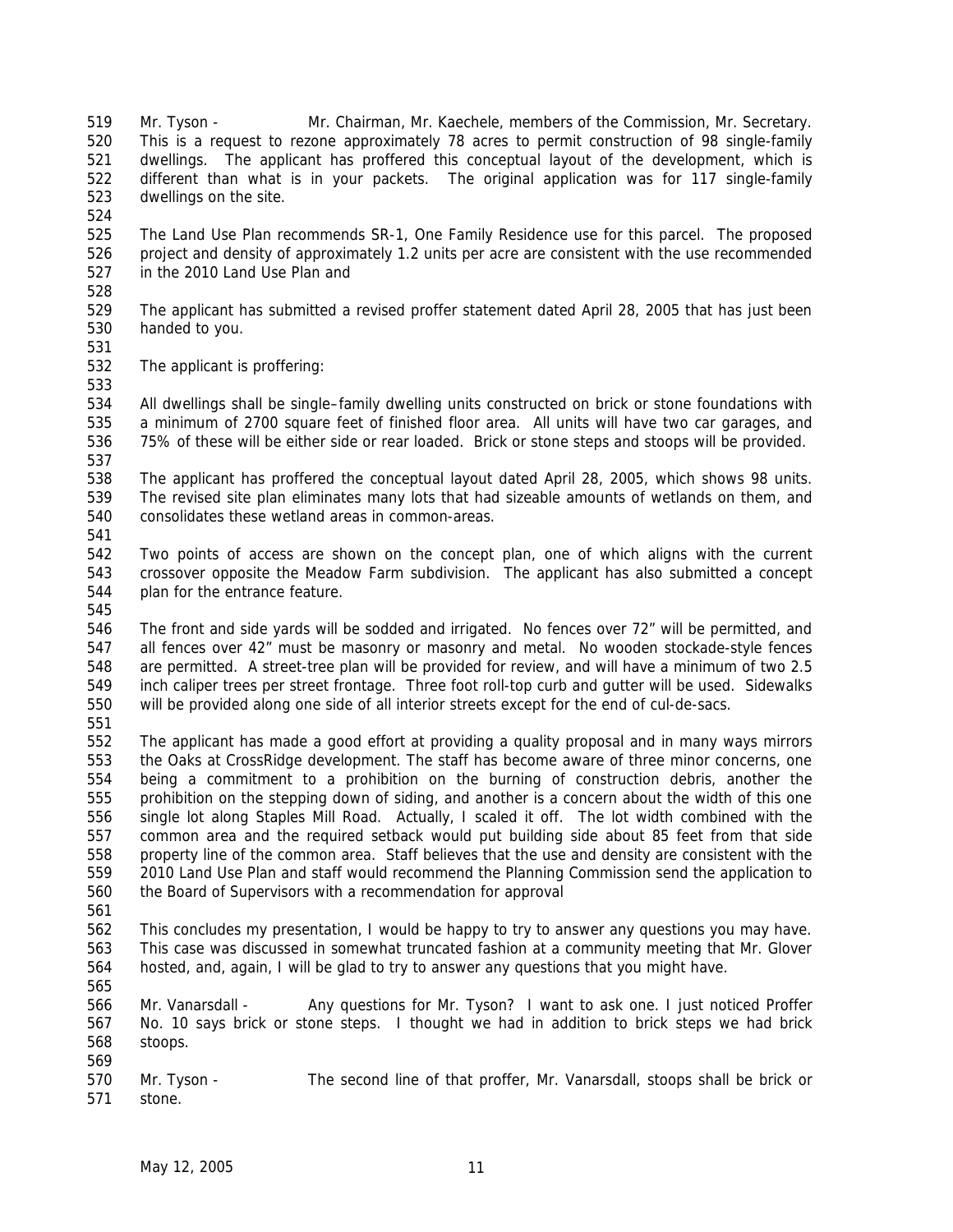Mr. Tyson - Mr. Chairman, Mr. Kaechele, members of the Commission, Mr. Secretary. This is a request to rezone approximately 78 acres to permit construction of 98 single-family dwellings. The applicant has proffered this conceptual layout of the development, which is different than what is in your packets. The original application was for 117 single-family dwellings on the site.

The Land Use Plan recommends SR-1, One Family Residence use for this parcel. The proposed project and density of approximately 1.2 units per acre are consistent with the use recommended in the 2010 Land Use Plan and

The applicant has submitted a revised proffer statement dated April 28, 2005 that has just been handed to you.

The applicant is proffering:

All dwellings shall be single–family dwelling units constructed on brick or stone foundations with a minimum of 2700 square feet of finished floor area. All units will have two car garages, and 75% of these will be either side or rear loaded. Brick or stone steps and stoops will be provided.

The applicant has proffered the conceptual layout dated April 28, 2005, which shows 98 units. The revised site plan eliminates many lots that had sizeable amounts of wetlands on them, and consolidates these wetland areas in common-areas.

Two points of access are shown on the concept plan, one of which aligns with the current crossover opposite the Meadow Farm subdivision. The applicant has also submitted a concept plan for the entrance feature.

The front and side yards will be sodded and irrigated. No fences over 72" will be permitted, and all fences over 42" must be masonry or masonry and metal. No wooden stockade-style fences are permitted. A street-tree plan will be provided for review, and will have a minimum of two 2.5 inch caliper trees per street frontage. Three foot roll-top curb and gutter will be used. Sidewalks will be provided along one side of all interior streets except for the end of cul-de-sacs.

The applicant has made a good effort at providing a quality proposal and in many ways mirrors the Oaks at CrossRidge development. The staff has become aware of three minor concerns, one being a commitment to a prohibition on the burning of construction debris, another the prohibition on the stepping down of siding, and another is a concern about the width of this one single lot along Staples Mill Road. Actually, I scaled it off. The lot width combined with the common area and the required setback would put building side about 85 feet from that side property line of the common area. Staff believes that the use and density are consistent with the 2010 Land Use Plan and staff would recommend the Planning Commission send the application to the Board of Supervisors with a recommendation for approval

This concludes my presentation, I would be happy to try to answer any questions you may have. This case was discussed in somewhat truncated fashion at a community meeting that Mr. Glover hosted, and, again, I will be glad to try to answer any questions that you might have.

Mr. Vanarsdall - Any questions for Mr. Tyson? I want to ask one. I just noticed Proffer No. 10 says brick or stone steps. I thought we had in addition to brick steps we had brick stoops.

Mr. Tyson - The second line of that proffer, Mr. Vanarsdall, stoops shall be brick or stone.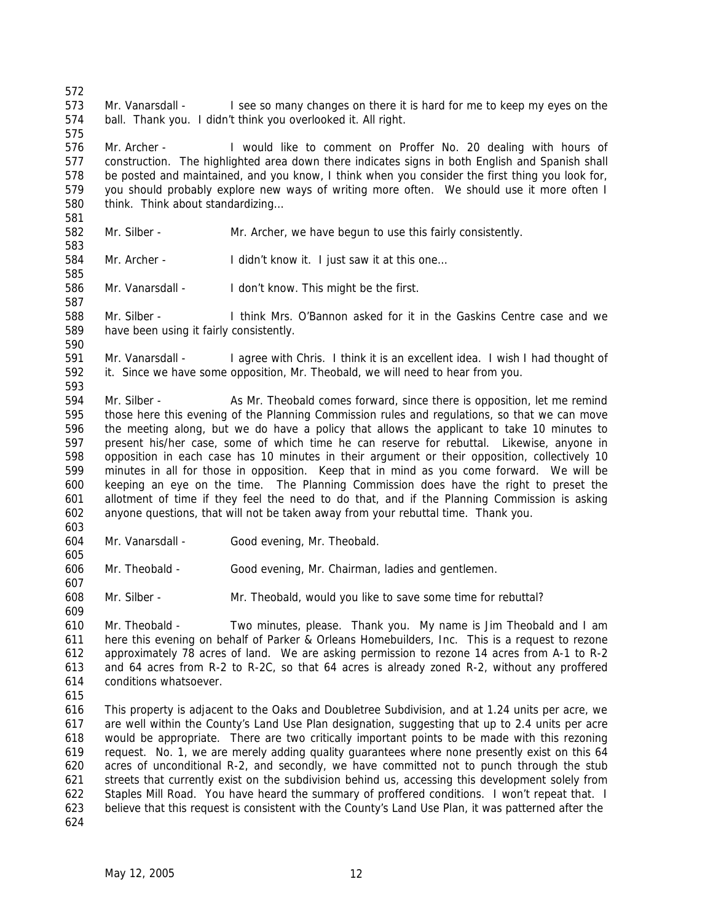Mr. Vanarsdall - I see so many changes on there it is hard for me to keep my eyes on the ball. Thank you. I didn't think you overlooked it. All right.

Mr. Archer - I would like to comment on Proffer No. 20 dealing with hours of construction. The highlighted area down there indicates signs in both English and Spanish shall be posted and maintained, and you know, I think when you consider the first thing you look for, you should probably explore new ways of writing more often. We should use it more often I think. Think about standardizing…

Mr. Silber - Mr. Archer, we have begun to use this fairly consistently.

Mr. Archer - I didn't know it. I just saw it at this one…

Mr. Vanarsdall - I don't know. This might be the first.

Mr. Silber - I think Mrs. O'Bannon asked for it in the Gaskins Centre case and we have been using it fairly consistently.

Mr. Vanarsdall - I agree with Chris. I think it is an excellent idea. I wish I had thought of it. Since we have some opposition, Mr. Theobald, we will need to hear from you.

Mr. Silber - As Mr. Theobald comes forward, since there is opposition, let me remind those here this evening of the Planning Commission rules and regulations, so that we can move the meeting along, but we do have a policy that allows the applicant to take 10 minutes to present his/her case, some of which time he can reserve for rebuttal. Likewise, anyone in opposition in each case has 10 minutes in their argument or their opposition, collectively 10 minutes in all for those in opposition. Keep that in mind as you come forward. We will be keeping an eye on the time. The Planning Commission does have the right to preset the allotment of time if they feel the need to do that, and if the Planning Commission is asking anyone questions, that will not be taken away from your rebuttal time. Thank you.

Mr. Vanarsdall - Good evening, Mr. Theobald.

Mr. Theobald - Good evening, Mr. Chairman, ladies and gentlemen.

Mr. Silber - Mr. Theobald, would you like to save some time for rebuttal?

Mr. Theobald - Two minutes, please. Thank you. My name is Jim Theobald and I am here this evening on behalf of Parker & Orleans Homebuilders, Inc. This is a request to rezone approximately 78 acres of land. We are asking permission to rezone 14 acres from A-1 to R-2 and 64 acres from R-2 to R-2C, so that 64 acres is already zoned R-2, without any proffered conditions whatsoever.

This property is adjacent to the Oaks and Doubletree Subdivision, and at 1.24 units per acre, we are well within the County's Land Use Plan designation, suggesting that up to 2.4 units per acre would be appropriate. There are two critically important points to be made with this rezoning request. No. 1, we are merely adding quality guarantees where none presently exist on this 64 acres of unconditional R-2, and secondly, we have committed not to punch through the stub streets that currently exist on the subdivision behind us, accessing this development solely from Staples Mill Road. You have heard the summary of proffered conditions. I won't repeat that. I believe that this request is consistent with the County's Land Use Plan, it was patterned after the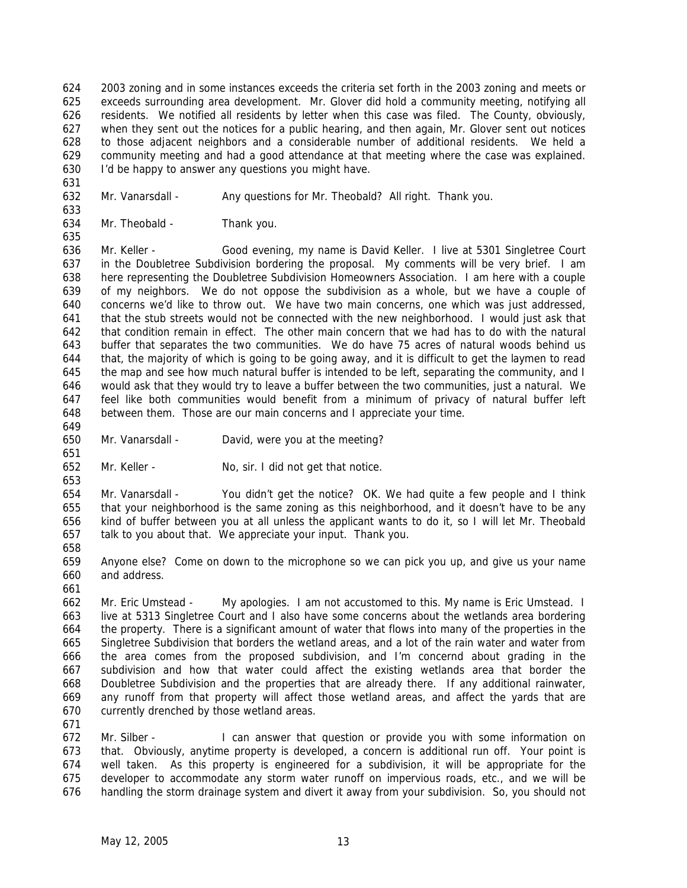2003 zoning and in some instances exceeds the criteria set forth in the 2003 zoning and meets or exceeds surrounding area development. Mr. Glover did hold a community meeting, notifying all residents. We notified all residents by letter when this case was filed. The County, obviously, when they sent out the notices for a public hearing, and then again, Mr. Glover sent out notices to those adjacent neighbors and a considerable number of additional residents. We held a community meeting and had a good attendance at that meeting where the case was explained. I'd be happy to answer any questions you might have.

Mr. Vanarsdall - Any questions for Mr. Theobald? All right. Thank you.

Mr. Theobald - Thank you.

Mr. Keller - Good evening, my name is David Keller. I live at 5301 Singletree Court in the Doubletree Subdivision bordering the proposal. My comments will be very brief. I am here representing the Doubletree Subdivision Homeowners Association. I am here with a couple of my neighbors. We do not oppose the subdivision as a whole, but we have a couple of concerns we'd like to throw out. We have two main concerns, one which was just addressed, that the stub streets would not be connected with the new neighborhood. I would just ask that that condition remain in effect. The other main concern that we had has to do with the natural buffer that separates the two communities. We do have 75 acres of natural woods behind us that, the majority of which is going to be going away, and it is difficult to get the laymen to read the map and see how much natural buffer is intended to be left, separating the community, and I would ask that they would try to leave a buffer between the two communities, just a natural. We feel like both communities would benefit from a minimum of privacy of natural buffer left between them. Those are our main concerns and I appreciate your time.

Mr. Vanarsdall - David, were you at the meeting?

Mr. Keller - No, sir. I did not get that notice.

Mr. Vanarsdall - You didn't get the notice? OK. We had quite a few people and I think that your neighborhood is the same zoning as this neighborhood, and it doesn't have to be any kind of buffer between you at all unless the applicant wants to do it, so I will let Mr. Theobald talk to you about that. We appreciate your input. Thank you.

Anyone else? Come on down to the microphone so we can pick you up, and give us your name and address.

Mr. Eric Umstead - My apologies. I am not accustomed to this. My name is Eric Umstead. I live at 5313 Singletree Court and I also have some concerns about the wetlands area bordering the property. There is a significant amount of water that flows into many of the properties in the Singletree Subdivision that borders the wetland areas, and a lot of the rain water and water from the area comes from the proposed subdivision, and I'm concernd about grading in the subdivision and how that water could affect the existing wetlands area that border the Doubletree Subdivision and the properties that are already there. If any additional rainwater, any runoff from that property will affect those wetland areas, and affect the yards that are currently drenched by those wetland areas.

Mr. Silber - I can answer that question or provide you with some information on that. Obviously, anytime property is developed, a concern is additional run off. Your point is well taken. As this property is engineered for a subdivision, it will be appropriate for the developer to accommodate any storm water runoff on impervious roads, etc., and we will be handling the storm drainage system and divert it away from your subdivision. So, you should not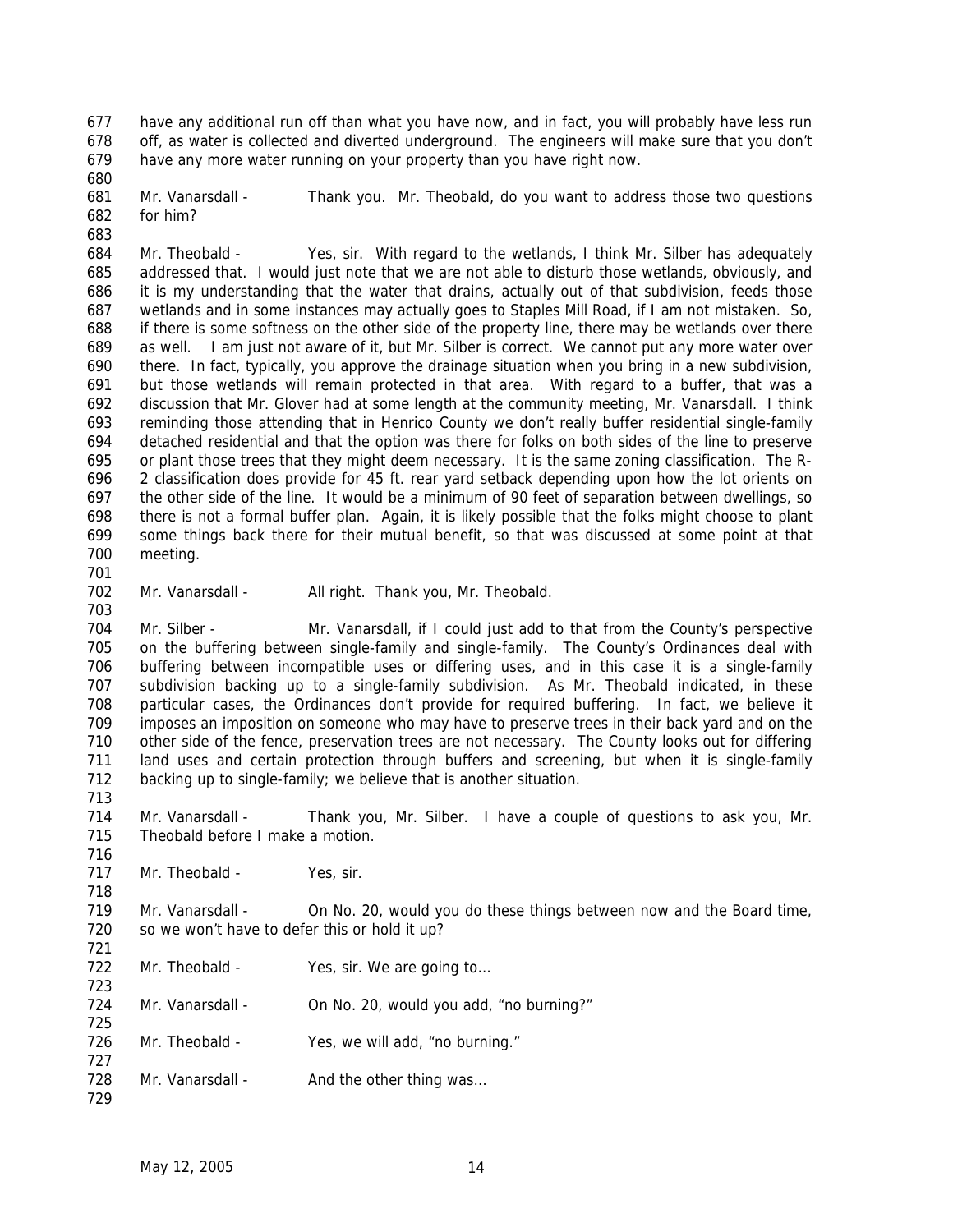have any additional run off than what you have now, and in fact, you will probably have less run off, as water is collected and diverted underground. The engineers will make sure that you don't have any more water running on your property than you have right now.

Mr. Vanarsdall - Thank you. Mr. Theobald, do you want to address those two questions for him?

Mr. Theobald - Yes, sir. With regard to the wetlands, I think Mr. Silber has adequately addressed that. I would just note that we are not able to disturb those wetlands, obviously, and it is my understanding that the water that drains, actually out of that subdivision, feeds those wetlands and in some instances may actually goes to Staples Mill Road, if I am not mistaken. So, if there is some softness on the other side of the property line, there may be wetlands over there as well. I am just not aware of it, but Mr. Silber is correct. We cannot put any more water over there. In fact, typically, you approve the drainage situation when you bring in a new subdivision, but those wetlands will remain protected in that area. With regard to a buffer, that was a discussion that Mr. Glover had at some length at the community meeting, Mr. Vanarsdall. I think reminding those attending that in Henrico County we don't really buffer residential single-family detached residential and that the option was there for folks on both sides of the line to preserve or plant those trees that they might deem necessary. It is the same zoning classification. The R-2 classification does provide for 45 ft. rear yard setback depending upon how the lot orients on the other side of the line. It would be a minimum of 90 feet of separation between dwellings, so there is not a formal buffer plan. Again, it is likely possible that the folks might choose to plant some things back there for their mutual benefit, so that was discussed at some point at that meeting.

Mr. Vanarsdall - All right. Thank you, Mr. Theobald.

Mr. Silber - Mr. Vanarsdall, if I could just add to that from the County's perspective on the buffering between single-family and single-family. The County's Ordinances deal with buffering between incompatible uses or differing uses, and in this case it is a single-family subdivision backing up to a single-family subdivision. As Mr. Theobald indicated, in these particular cases, the Ordinances don't provide for required buffering. In fact, we believe it imposes an imposition on someone who may have to preserve trees in their back yard and on the other side of the fence, preservation trees are not necessary. The County looks out for differing land uses and certain protection through buffers and screening, but when it is single-family backing up to single-family; we believe that is another situation.

Mr. Vanarsdall - Thank you, Mr. Silber. I have a couple of questions to ask you, Mr. Theobald before I make a motion.

Mr. Theobald - Yes, sir.

Mr. Vanarsdall - On No. 20, would you do these things between now and the Board time, so we won't have to defer this or hold it up?

Mr. Theobald - Yes, sir. We are going to…

Mr. Vanarsdall - On No. 20, would you add, "no burning?"

Mr. Theobald - Yes, we will add, "no burning."

Mr. Vanarsdall - And the other thing was…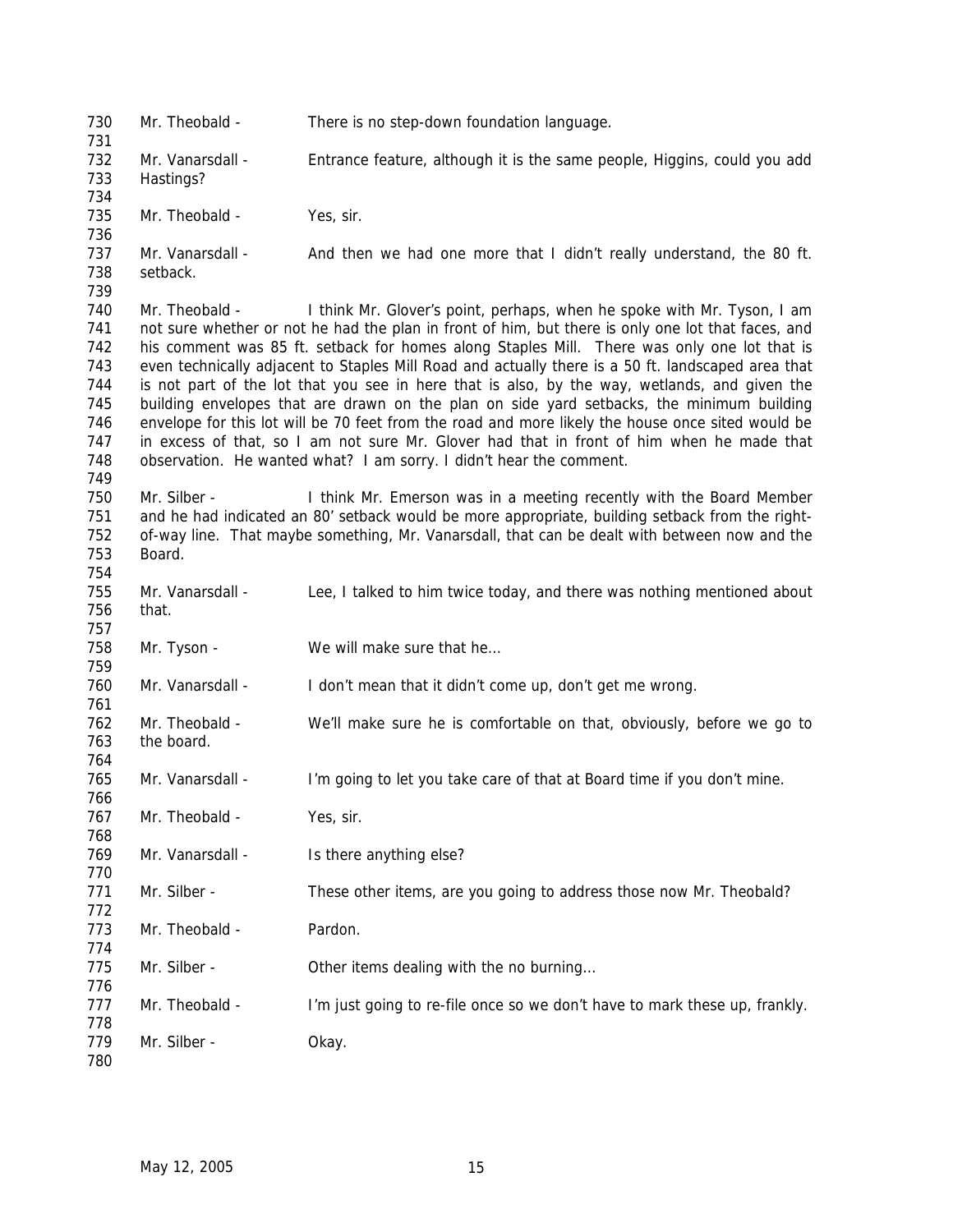Mr. Theobald - There is no step-down foundation language.

Mr. Vanarsdall - Entrance feature, although it is the same people, Higgins, could you add Hastings?

Mr. Theobald - Yes, sir.

Mr. Vanarsdall - And then we had one more that I didn't really understand, the 80 ft. setback.

Mr. Theobald - I think Mr. Glover's point, perhaps, when he spoke with Mr. Tyson, I am not sure whether or not he had the plan in front of him, but there is only one lot that faces, and his comment was 85 ft. setback for homes along Staples Mill. There was only one lot that is even technically adjacent to Staples Mill Road and actually there is a 50 ft. landscaped area that is not part of the lot that you see in here that is also, by the way, wetlands, and given the building envelopes that are drawn on the plan on side yard setbacks, the minimum building envelope for this lot will be 70 feet from the road and more likely the house once sited would be in excess of that, so I am not sure Mr. Glover had that in front of him when he made that observation. He wanted what? I am sorry. I didn't hear the comment.

Mr. Silber - I think Mr. Emerson was in a meeting recently with the Board Member and he had indicated an 80' setback would be more appropriate, building setback from the right-of-way line. That maybe something, Mr. Vanarsdall, that can be dealt with between now and the Board.

Mr. Vanarsdall - Lee, I talked to him twice today, and there was nothing mentioned about that.

Mr. Tyson - We will make sure that he…

Mr. Vanarsdall - I don't mean that it didn't come up, don't get me wrong.

Mr. Theobald - We'll make sure he is comfortable on that, obviously, before we go to the board.

Mr. Vanarsdall - I'm going to let you take care of that at Board time if you don't mine.

Mr. Theobald - Yes, sir.

Mr. Vanarsdall - Is there anything else?

Mr. Silber - These other items, are you going to address those now Mr. Theobald?

Mr. Theobald - Pardon.

Mr. Silber - Other items dealing with the no burning…

Mr. Theobald - I'm just going to re-file once so we don't have to mark these up, frankly.

Mr. Silber - Okay.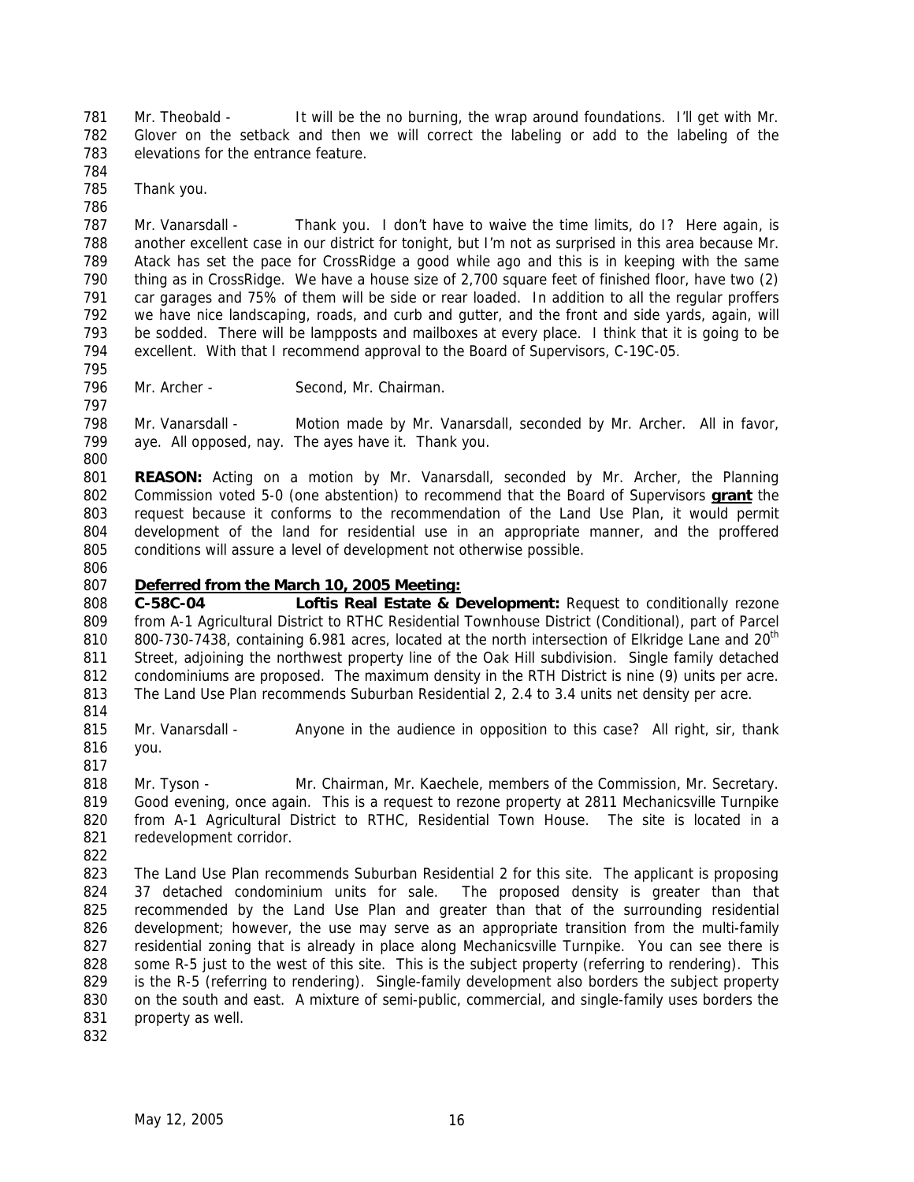Mr. Theobald - It will be the no burning, the wrap around foundations. I'll get with Mr. Glover on the setback and then we will correct the labeling or add to the labeling of the elevations for the entrance feature.

Thank you.

Mr. Vanarsdall - Thank you. I don't have to waive the time limits, do I? Here again, is another excellent case in our district for tonight, but I'm not as surprised in this area because Mr. Atack has set the pace for CrossRidge a good while ago and this is in keeping with the same thing as in CrossRidge. We have a house size of 2,700 square feet of finished floor, have two (2) car garages and 75% of them will be side or rear loaded. In addition to all the regular proffers we have nice landscaping, roads, and curb and gutter, and the front and side yards, again, will be sodded. There will be lampposts and mailboxes at every place. I think that it is going to be excellent. With that I recommend approval to the Board of Supervisors, C-19C-05.

Mr. Archer - Second, Mr. Chairman.

Mr. Vanarsdall - Motion made by Mr. Vanarsdall, seconded by Mr. Archer. All in favor, aye. All opposed, nay. The ayes have it. Thank you.

**REASON:** Acting on a motion by Mr. Vanarsdall, seconded by Mr. Archer, the Planning Commission voted 5-0 (one abstention) to recommend that the Board of Supervisors **grant** the request because it conforms to the recommendation of the Land Use Plan, it would permit development of the land for residential use in an appropriate manner, and the proffered conditions will assure a level of development not otherwise possible.

**Deferred from the March 10, 2005 Meeting:**

**C-58C-04 Loftis Real Estate & Development:** Request to conditionally rezone from A-1 Agricultural District to RTHC Residential Townhouse District (Conditional), part of Parcel 800-730-7438, containing 6.981 acres, located at the north intersection of Elkridge Lane and 20th Street, adjoining the northwest property line of the Oak Hill subdivision. Single family detached condominiums are proposed. The maximum density in the RTH District is nine (9) units per acre. The Land Use Plan recommends Suburban Residential 2, 2.4 to 3.4 units net density per acre.

Mr. Vanarsdall - Anyone in the audience in opposition to this case? All right, sir, thank you.

Mr. Tyson - Mr. Chairman, Mr. Kaechele, members of the Commission, Mr. Secretary. Good evening, once again. This is a request to rezone property at 2811 Mechanicsville Turnpike from A-1 Agricultural District to RTHC, Residential Town House. The site is located in a redevelopment corridor.

The Land Use Plan recommends Suburban Residential 2 for this site. The applicant is proposing 37 detached condominium units for sale. The proposed density is greater than that recommended by the Land Use Plan and greater than that of the surrounding residential development; however, the use may serve as an appropriate transition from the multi-family residential zoning that is already in place along Mechanicsville Turnpike. You can see there is some R-5 just to the west of this site. This is the subject property (referring to rendering). This is the R-5 (referring to rendering). Single-family development also borders the subject property on the south and east. A mixture of semi-public, commercial, and single-family uses borders the property as well.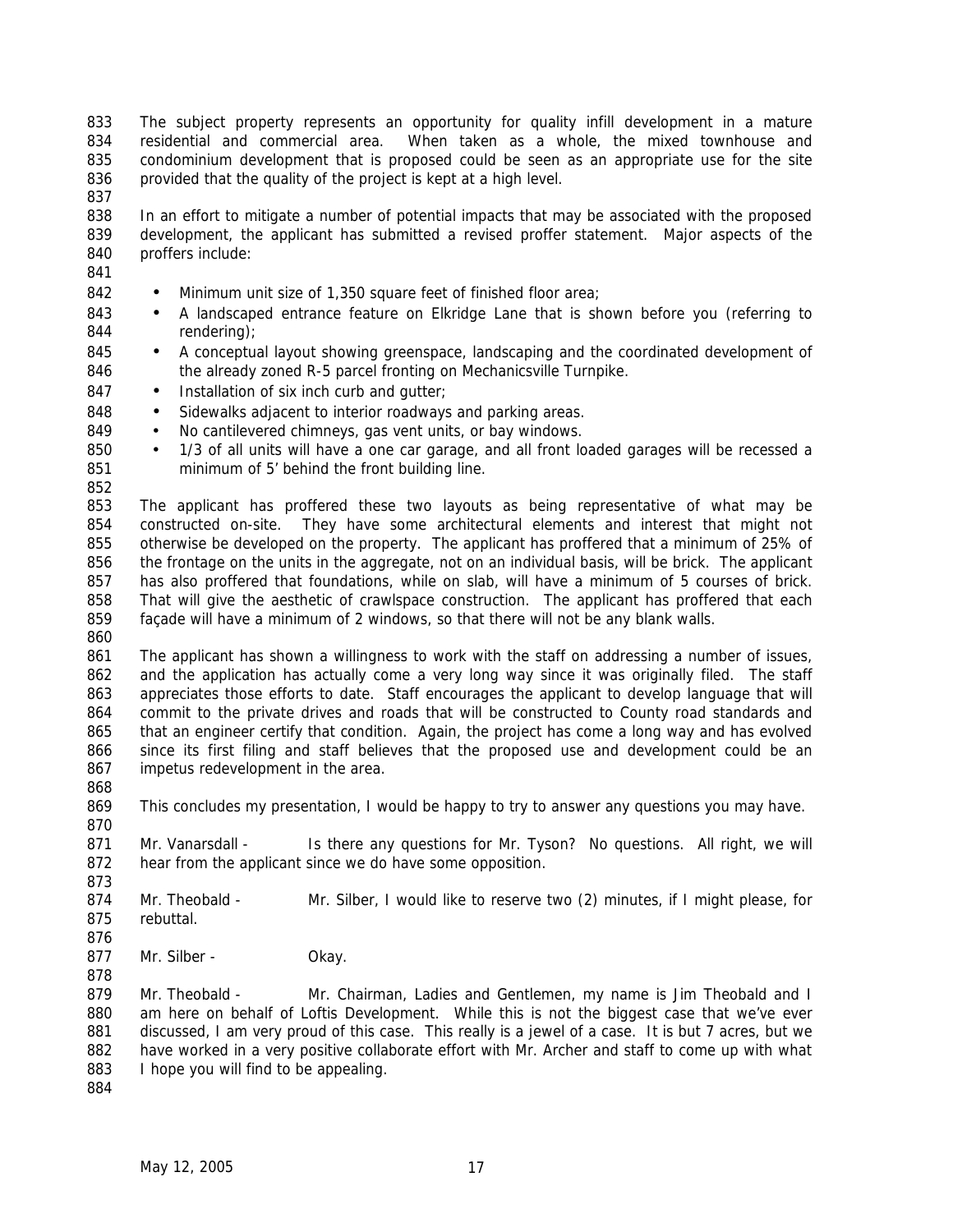The subject property represents an opportunity for quality infill development in a mature residential and commercial area. When taken as a whole, the mixed townhouse and condominium development that is proposed could be seen as an appropriate use for the site provided that the quality of the project is kept at a high level.

In an effort to mitigate a number of potential impacts that may be associated with the proposed development, the applicant has submitted a revised proffer statement. Major aspects of the proffers include:

- Minimum unit size of 1,350 square feet of finished floor area;
- A landscaped entrance feature on Elkridge Lane that is shown before you (referring to rendering);
- A conceptual layout showing greenspace, landscaping and the coordinated development of the already zoned R-5 parcel fronting on Mechanicsville Turnpike.
- Installation of six inch curb and gutter;
- Sidewalks adjacent to interior roadways and parking areas.
- No cantilevered chimneys, gas vent units, or bay windows.
- 1/3 of all units will have a one car garage, and all front loaded garages will be recessed a minimum of 5' behind the front building line.

The applicant has proffered these two layouts as being representative of what may be constructed on-site. They have some architectural elements and interest that might not otherwise be developed on the property. The applicant has proffered that a minimum of 25% of the frontage on the units in the aggregate, not on an individual basis, will be brick. The applicant has also proffered that foundations, while on slab, will have a minimum of 5 courses of brick. That will give the aesthetic of crawlspace construction. The applicant has proffered that each façade will have a minimum of 2 windows, so that there will not be any blank walls.

The applicant has shown a willingness to work with the staff on addressing a number of issues, and the application has actually come a very long way since it was originally filed. The staff appreciates those efforts to date. Staff encourages the applicant to develop language that will commit to the private drives and roads that will be constructed to County road standards and that an engineer certify that condition. Again, the project has come a long way and has evolved since its first filing and staff believes that the proposed use and development could be an impetus redevelopment in the area.

This concludes my presentation, I would be happy to try to answer any questions you may have.

Mr. Vanarsdall - Is there any questions for Mr. Tyson? No questions. All right, we will hear from the applicant since we do have some opposition.

Mr. Theobald - Mr. Silber, I would like to reserve two (2) minutes, if I might please, for rebuttal.

Mr. Silber - Okay.

Mr. Theobald - Mr. Chairman, Ladies and Gentlemen, my name is Jim Theobald and I am here on behalf of Loftis Development. While this is not the biggest case that we've ever discussed, I am very proud of this case. This really is a jewel of a case. It is but 7 acres, but we have worked in a very positive collaborate effort with Mr. Archer and staff to come up with what I hope you will find to be appealing.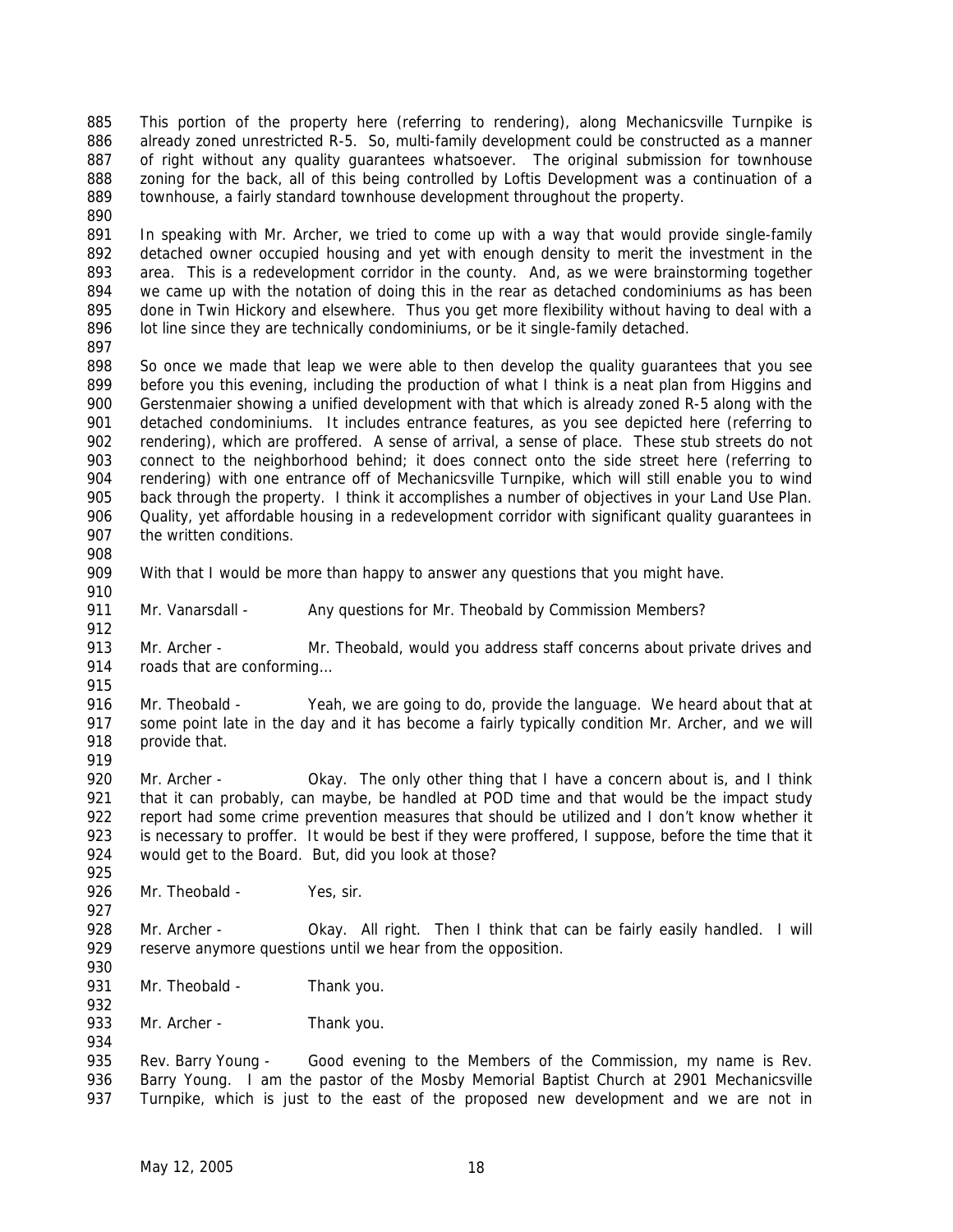This portion of the property here (referring to rendering), along Mechanicsville Turnpike is already zoned unrestricted R-5. So, multi-family development could be constructed as a manner of right without any quality guarantees whatsoever. The original submission for townhouse zoning for the back, all of this being controlled by Loftis Development was a continuation of a townhouse, a fairly standard townhouse development throughout the property.

In speaking with Mr. Archer, we tried to come up with a way that would provide single-family detached owner occupied housing and yet with enough density to merit the investment in the area. This is a redevelopment corridor in the county. And, as we were brainstorming together we came up with the notation of doing this in the rear as detached condominiums as has been done in Twin Hickory and elsewhere. Thus you get more flexibility without having to deal with a lot line since they are technically condominiums, or be it single-family detached.

So once we made that leap we were able to then develop the quality guarantees that you see before you this evening, including the production of what I think is a neat plan from Higgins and Gerstenmaier showing a unified development with that which is already zoned R-5 along with the detached condominiums. It includes entrance features, as you see depicted here (referring to rendering), which are proffered. A sense of arrival, a sense of place. These stub streets do not connect to the neighborhood behind; it does connect onto the side street here (referring to rendering) with one entrance off of Mechanicsville Turnpike, which will still enable you to wind back through the property. I think it accomplishes a number of objectives in your Land Use Plan. Quality, yet affordable housing in a redevelopment corridor with significant quality guarantees in the written conditions.

With that I would be more than happy to answer any questions that you might have.

Mr. Vanarsdall - Any questions for Mr. Theobald by Commission Members?

Mr. Archer - Mr. Theobald, would you address staff concerns about private drives and roads that are conforming…

Mr. Theobald - Yeah, we are going to do, provide the language. We heard about that at some point late in the day and it has become a fairly typically condition Mr. Archer, and we will provide that.

Mr. Archer - Okay. The only other thing that I have a concern about is, and I think that it can probably, can maybe, be handled at POD time and that would be the impact study report had some crime prevention measures that should be utilized and I don't know whether it is necessary to proffer. It would be best if they were proffered, I suppose, before the time that it would get to the Board. But, did you look at those?

Mr. Theobald - Yes, sir.

Mr. Archer - Okay. All right. Then I think that can be fairly easily handled. I will reserve anymore questions until we hear from the opposition.

Mr. Theobald - Thank you.

Mr. Archer - Thank you.

Rev. Barry Young - Good evening to the Members of the Commission, my name is Rev. Barry Young. I am the pastor of the Mosby Memorial Baptist Church at 2901 Mechanicsville Turnpike, which is just to the east of the proposed new development and we are not in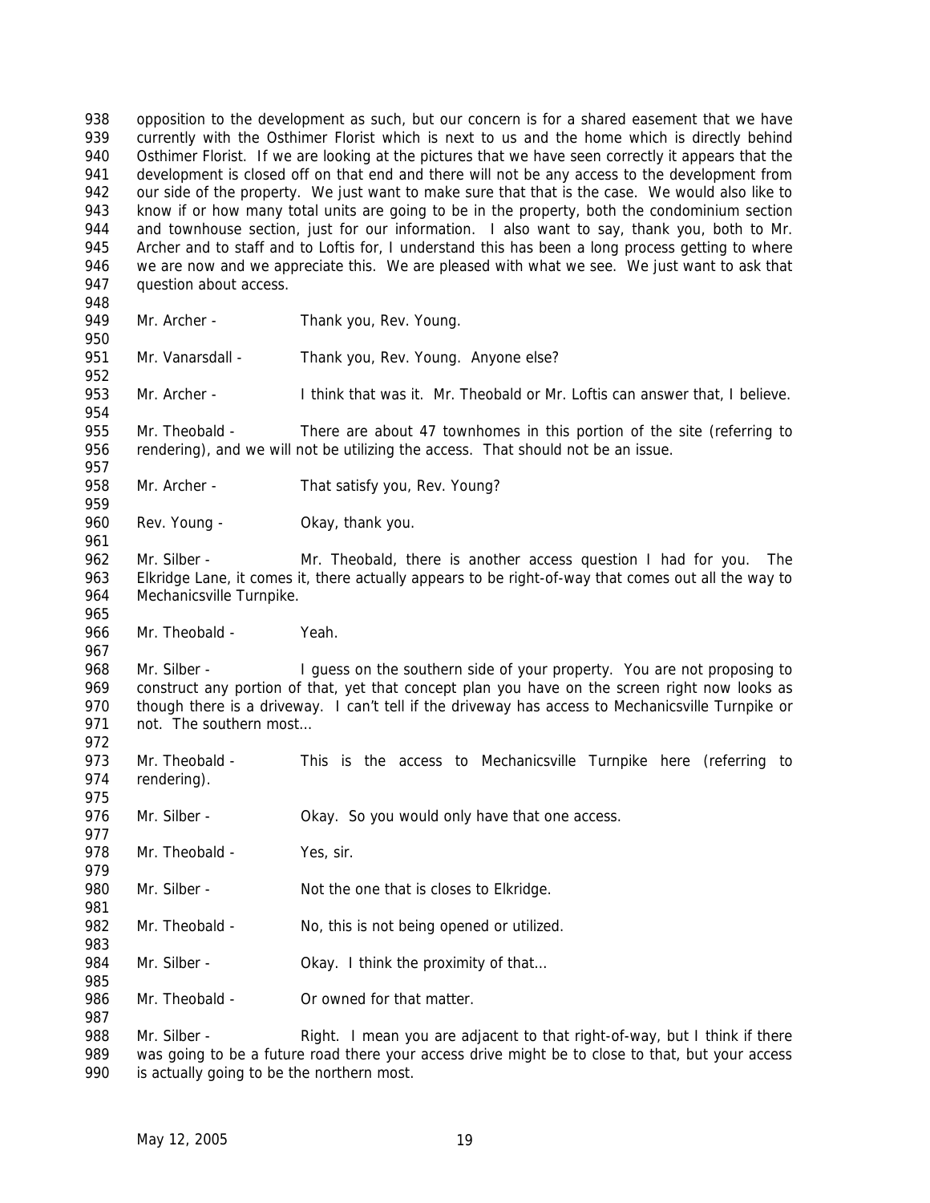opposition to the development as such, but our concern is for a shared easement that we have currently with the Osthimer Florist which is next to us and the home which is directly behind Osthimer Florist. If we are looking at the pictures that we have seen correctly it appears that the development is closed off on that end and there will not be any access to the development from our side of the property. We just want to make sure that that is the case. We would also like to know if or how many total units are going to be in the property, both the condominium section and townhouse section, just for our information. I also want to say, thank you, both to Mr. Archer and to staff and to Loftis for, I understand this has been a long process getting to where we are now and we appreciate this. We are pleased with what we see. We just want to ask that question about access.

Mr. Archer - Thank you, Rev. Young.

Mr. Vanarsdall - Thank you, Rev. Young. Anyone else?

Mr. Archer - I think that was it. Mr. Theobald or Mr. Loftis can answer that, I believe.

Mr. Theobald - There are about 47 townhomes in this portion of the site (referring to rendering), and we will not be utilizing the access. That should not be an issue.

Mr. Archer - That satisfy you, Rev. Young?

Rev. Young - Okay, thank you.

Mr. Silber - Mr. Theobald, there is another access question I had for you. The Elkridge Lane, it comes it, there actually appears to be right-of-way that comes out all the way to Mechanicsville Turnpike.

Mr. Theobald - Yeah.

Mr. Silber - I guess on the southern side of your property. You are not proposing to construct any portion of that, yet that concept plan you have on the screen right now looks as though there is a driveway. I can't tell if the driveway has access to Mechanicsville Turnpike or not. The southern most…

Mr. Theobald - This is the access to Mechanicsville Turnpike here (referring to rendering).

Mr. Silber - Okay. So you would only have that one access.

Mr. Theobald - Yes, sir.

Mr. Silber - Not the one that is closes to Elkridge.

Mr. Theobald - No, this is not being opened or utilized.

Mr. Silber - Okay. I think the proximity of that…

Mr. Theobald - Or owned for that matter.

Mr. Silber - Right. I mean you are adjacent to that right-of-way, but I think if there was going to be a future road there your access drive might be to close to that, but your access is actually going to be the northern most.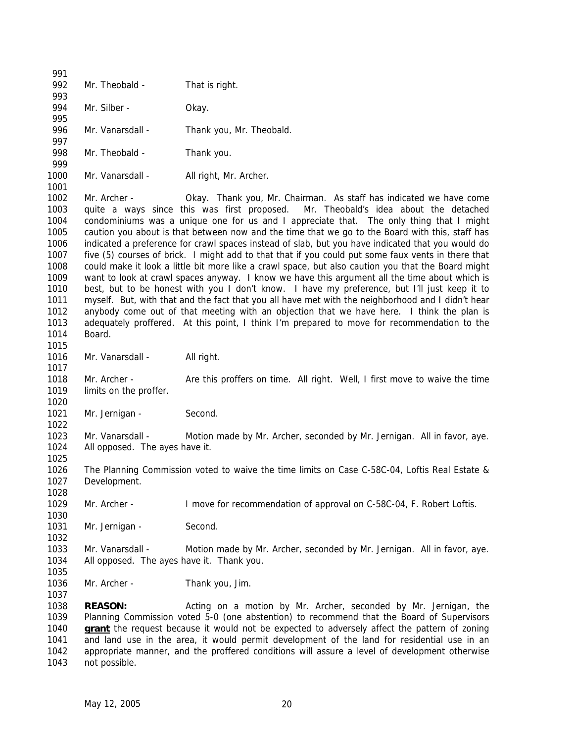Mr. Theobald - That is right.

Mr. Silber - Okay.

Mr. Vanarsdall - Thank you, Mr. Theobald.

Mr. Theobald - Thank you.

Mr. Vanarsdall - All right, Mr. Archer.

Mr. Archer - Okay. Thank you, Mr. Chairman. As staff has indicated we have come quite a ways since this was first proposed. Mr. Theobald's idea about the detached condominiums was a unique one for us and I appreciate that. The only thing that I might caution you about is that between now and the time that we go to the Board with this, staff has indicated a preference for crawl spaces instead of slab, but you have indicated that you would do five (5) courses of brick. I might add to that that if you could put some faux vents in there that could make it look a little bit more like a crawl space, but also caution you that the Board might want to look at crawl spaces anyway. I know we have this argument all the time about which is best, but to be honest with you I don't know. I have my preference, but I'll just keep it to myself. But, with that and the fact that you all have met with the neighborhood and I didn't hear anybody come out of that meeting with an objection that we have here. I think the plan is adequately proffered. At this point, I think I'm prepared to move for recommendation to the Board.

Mr. Vanarsdall - All right.

Mr. Archer - Are this proffers on time. All right. Well, I first move to waive the time limits on the proffer.

Mr. Jernigan - Second.

Mr. Vanarsdall - Motion made by Mr. Archer, seconded by Mr. Jernigan. All in favor, aye. All opposed. The ayes have it.

The Planning Commission voted to waive the time limits on Case C-58C-04, Loftis Real Estate & Development.

Mr. Archer - I move for recommendation of approval on C-58C-04, F. Robert Loftis.

Mr. Jernigan - Second.

Mr. Vanarsdall - Motion made by Mr. Archer, seconded by Mr. Jernigan. All in favor, aye. All opposed. The ayes have it. Thank you.

Mr. Archer - Thank you, Jim.

**REASON:** Acting on a motion by Mr. Archer, seconded by Mr. Jernigan, the Planning Commission voted 5-0 (one abstention) to recommend that the Board of Supervisors **grant** the request because it would not be expected to adversely affect the pattern of zoning and land use in the area, it would permit development of the land for residential use in an appropriate manner, and the proffered conditions will assure a level of development otherwise not possible.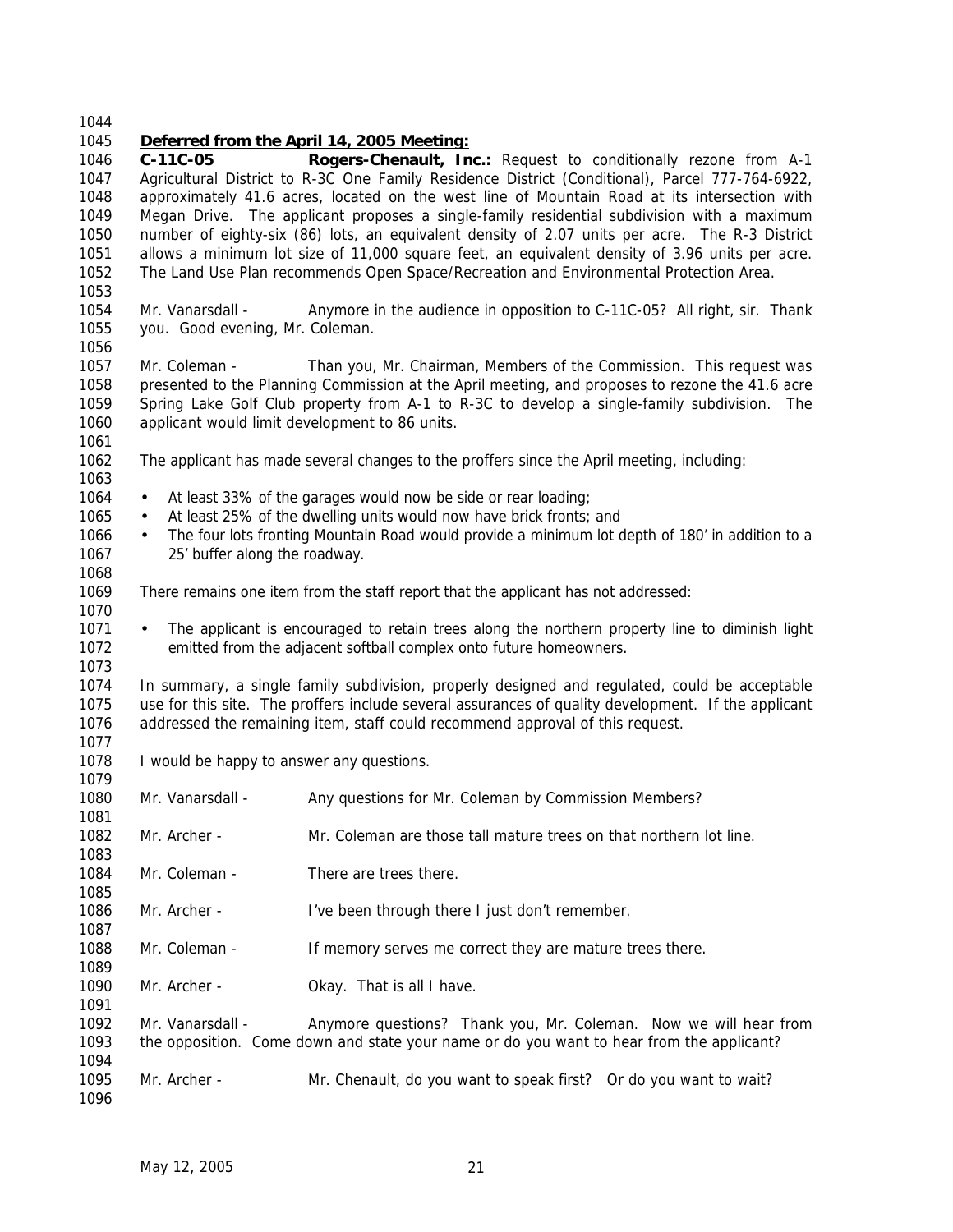**Deferred from the April 14, 2005 Meeting:**

**C-11C-05** **Rogers-Chenault, Inc.:** Request to conditionally rezone from A-1 Agricultural District to R-3C One Family Residence District (Conditional), Parcel 777-764-6922, approximately 41.6 acres, located on the west line of Mountain Road at its intersection with Megan Drive. The applicant proposes a single-family residential subdivision with a maximum number of eighty-six (86) lots, an equivalent density of 2.07 units per acre. The R-3 District allows a minimum lot size of 11,000 square feet, an equivalent density of 3.96 units per acre. The Land Use Plan recommends Open Space/Recreation and Environmental Protection Area.

Mr. Vanarsdall - Anymore in the audience in opposition to C-11C-05? All right, sir. Thank you. Good evening, Mr. Coleman.

Mr. Coleman - Than you, Mr. Chairman, Members of the Commission. This request was presented to the Planning Commission at the April meeting, and proposes to rezone the 41.6 acre Spring Lake Golf Club property from A-1 to R-3C to develop a single-family subdivision. The applicant would limit development to 86 units.

The applicant has made several changes to the proffers since the April meeting, including:

- At least 33% of the garages would now be side or rear loading;
- At least 25% of the dwelling units would now have brick fronts; and
- The four lots fronting Mountain Road would provide a minimum lot depth of 180' in addition to a 25' buffer along the roadway.

There remains one item from the staff report that the applicant has not addressed:

- The applicant is encouraged to retain trees along the northern property line to diminish light emitted from the adjacent softball complex onto future homeowners.

In summary, a single family subdivision, properly designed and regulated, could be acceptable use for this site. The proffers include several assurances of quality development. If the applicant addressed the remaining item, staff could recommend approval of this request.

I would be happy to answer any questions.

Mr. Vanarsdall - Any questions for Mr. Coleman by Commission Members?

Mr. Archer - Mr. Coleman are those tall mature trees on that northern lot line.

Mr. Coleman - There are trees there.

Mr. Archer - I've been through there I just don't remember.

Mr. Coleman - If memory serves me correct they are mature trees there.

Mr. Archer - Okay. That is all I have.

Mr. Vanarsdall - Anymore questions? Thank you, Mr. Coleman. Now we will hear from the opposition. Come down and state your name or do you want to hear from the applicant?

Mr. Archer - Mr. Chenault, do you want to speak first? Or do you want to wait?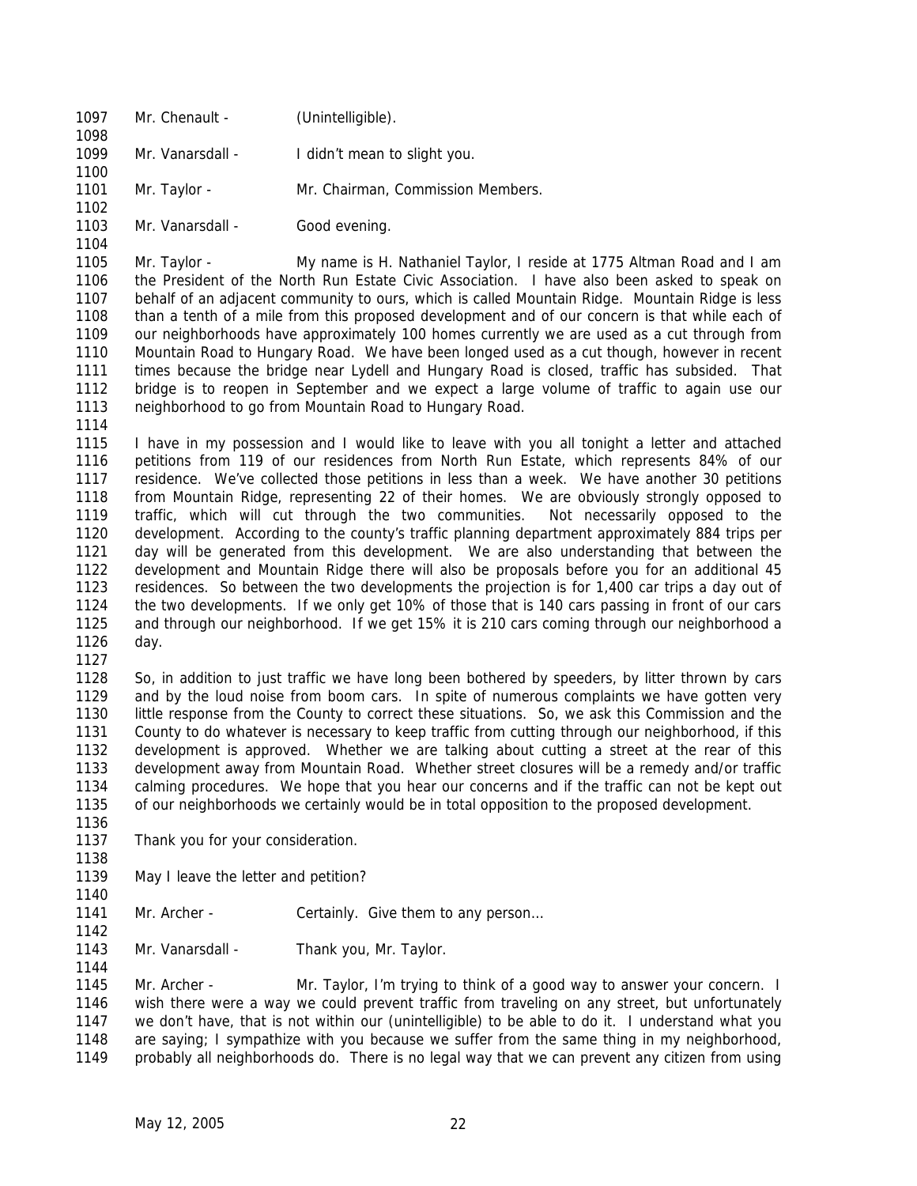1097 Mr. Chenault - (Unintelligible).

1098

1099 Mr. Vanarsdall - I didn't mean to slight you.

1100

1101 Mr. Taylor - Mr. Chairman, Commission Members.

1102

1103 Mr. Vanarsdall - Good evening.

1104

1105 Mr. Taylor - My name is H. Nathaniel Taylor, I reside at 1775 Altman Road and I am
1106 the President of the North Run Estate Civic Association. I have also been asked to speak on
1107 behalf of an adjacent community to ours, which is called Mountain Ridge. Mountain Ridge is less
1108 than a tenth of a mile from this proposed development and of our concern is that while each of
1109 our neighborhoods have approximately 100 homes currently we are used as a cut through from
1110 Mountain Road to Hungary Road. We have been longed used as a cut though, however in recent
1111 times because the bridge near Lydell and Hungary Road is closed, traffic has subsided. That
1112 bridge is to reopen in September and we expect a large volume of traffic to again use our
1113 neighborhood to go from Mountain Road to Hungary Road.

1114

1115 I have in my possession and I would like to leave with you all tonight a letter and attached
1116 petitions from 119 of our residences from North Run Estate, which represents 84% of our
1117 residence. We've collected those petitions in less than a week. We have another 30 petitions
1118 from Mountain Ridge, representing 22 of their homes. We are obviously strongly opposed to
1119 traffic, which will cut through the two communities. Not necessarily opposed to the
1120 development. According to the county's traffic planning department approximately 884 trips per
1121 day will be generated from this development. We are also understanding that between the
1122 development and Mountain Ridge there will also be proposals before you for an additional 45
1123 residences. So between the two developments the projection is for 1,400 car trips a day out of
1124 the two developments. If we only get 10% of those that is 140 cars passing in front of our cars
1125 and through our neighborhood. If we get 15% it is 210 cars coming through our neighborhood a
1126 day.

1127

1128 So, in addition to just traffic we have long been bothered by speeders, by litter thrown by cars
1129 and by the loud noise from boom cars. In spite of numerous complaints we have gotten very
1130 little response from the County to correct these situations. So, we ask this Commission and the
1131 County to do whatever is necessary to keep traffic from cutting through our neighborhood, if this
1132 development is approved. Whether we are talking about cutting a street at the rear of this
1133 development away from Mountain Road. Whether street closures will be a remedy and/or traffic
1134 calming procedures. We hope that you hear our concerns and if the traffic can not be kept out
1135 of our neighborhoods we certainly would be in total opposition to the proposed development.

1136

1137 Thank you for your consideration.

1138

1139 May I leave the letter and petition?

1140

1141 Mr. Archer - Certainly. Give them to any person…

1142

1143 Mr. Vanarsdall - Thank you, Mr. Taylor.

1144

1145 Mr. Archer - Mr. Taylor, I'm trying to think of a good way to answer your concern. I
1146 wish there were a way we could prevent traffic from traveling on any street, but unfortunately
1147 we don't have, that is not within our (unintelligible) to be able to do it. I understand what you
1148 are saying; I sympathize with you because we suffer from the same thing in my neighborhood,
1149 probably all neighborhoods do. There is no legal way that we can prevent any citizen from using

May 12, 2005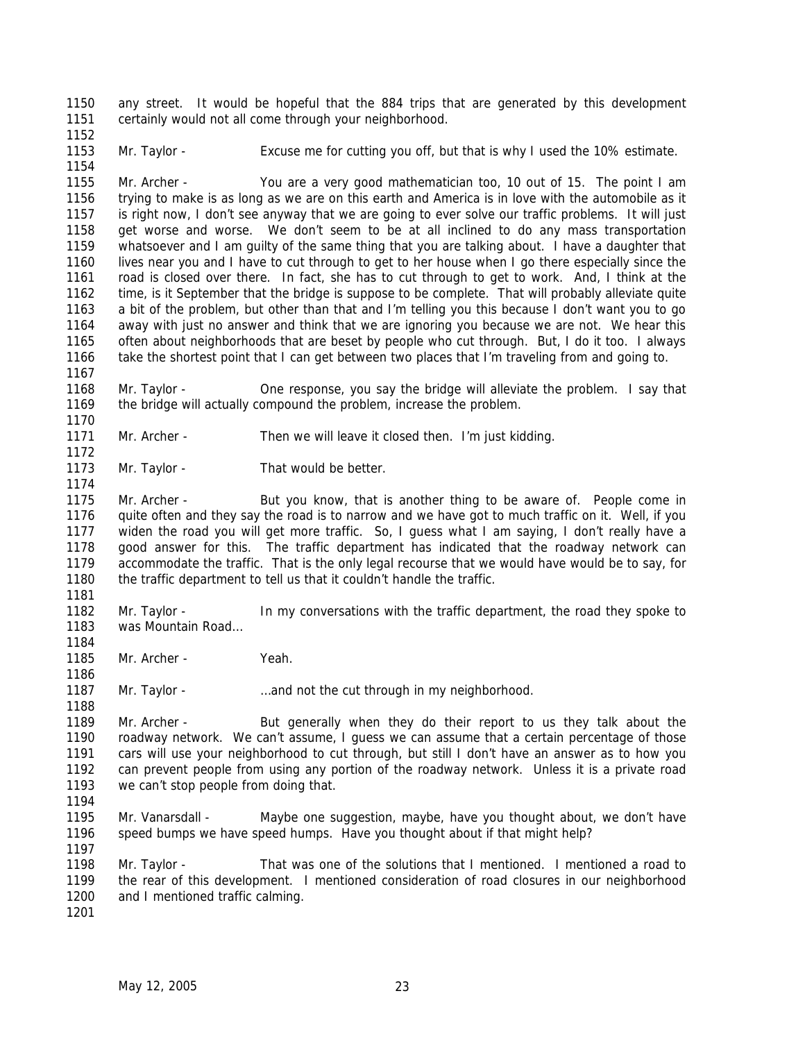any street. It would be hopeful that the 884 trips that are generated by this development certainly would not all come through your neighborhood.

Mr. Taylor - Excuse me for cutting you off, but that is why I used the 10% estimate.

Mr. Archer - You are a very good mathematician too, 10 out of 15. The point I am trying to make is as long as we are on this earth and America is in love with the automobile as it is right now, I don't see anyway that we are going to ever solve our traffic problems. It will just get worse and worse. We don't seem to be at all inclined to do any mass transportation whatsoever and I am guilty of the same thing that you are talking about. I have a daughter that lives near you and I have to cut through to get to her house when I go there especially since the road is closed over there. In fact, she has to cut through to get to work. And, I think at the time, is it September that the bridge is suppose to be complete. That will probably alleviate quite a bit of the problem, but other than that and I'm telling you this because I don't want you to go away with just no answer and think that we are ignoring you because we are not. We hear this often about neighborhoods that are beset by people who cut through. But, I do it too. I always take the shortest point that I can get between two places that I'm traveling from and going to.

Mr. Taylor - One response, you say the bridge will alleviate the problem. I say that the bridge will actually compound the problem, increase the problem.

Mr. Archer - Then we will leave it closed then. I'm just kidding.

Mr. Taylor - That would be better.

Mr. Archer - But you know, that is another thing to be aware of. People come in quite often and they say the road is to narrow and we have got to much traffic on it. Well, if you widen the road you will get more traffic. So, I guess what I am saying, I don't really have a good answer for this. The traffic department has indicated that the roadway network can accommodate the traffic. That is the only legal recourse that we would have would be to say, for the traffic department to tell us that it couldn't handle the traffic.

Mr. Taylor - In my conversations with the traffic department, the road they spoke to was Mountain Road…

Mr. Archer - Yeah.

Mr. Taylor - …and not the cut through in my neighborhood.

Mr. Archer - But generally when they do their report to us they talk about the roadway network. We can't assume, I guess we can assume that a certain percentage of those cars will use your neighborhood to cut through, but still I don't have an answer as to how you can prevent people from using any portion of the roadway network. Unless it is a private road we can't stop people from doing that.

Mr. Vanarsdall - Maybe one suggestion, maybe, have you thought about, we don't have speed bumps we have speed humps. Have you thought about if that might help?

Mr. Taylor - That was one of the solutions that I mentioned. I mentioned a road to the rear of this development. I mentioned consideration of road closures in our neighborhood and I mentioned traffic calming.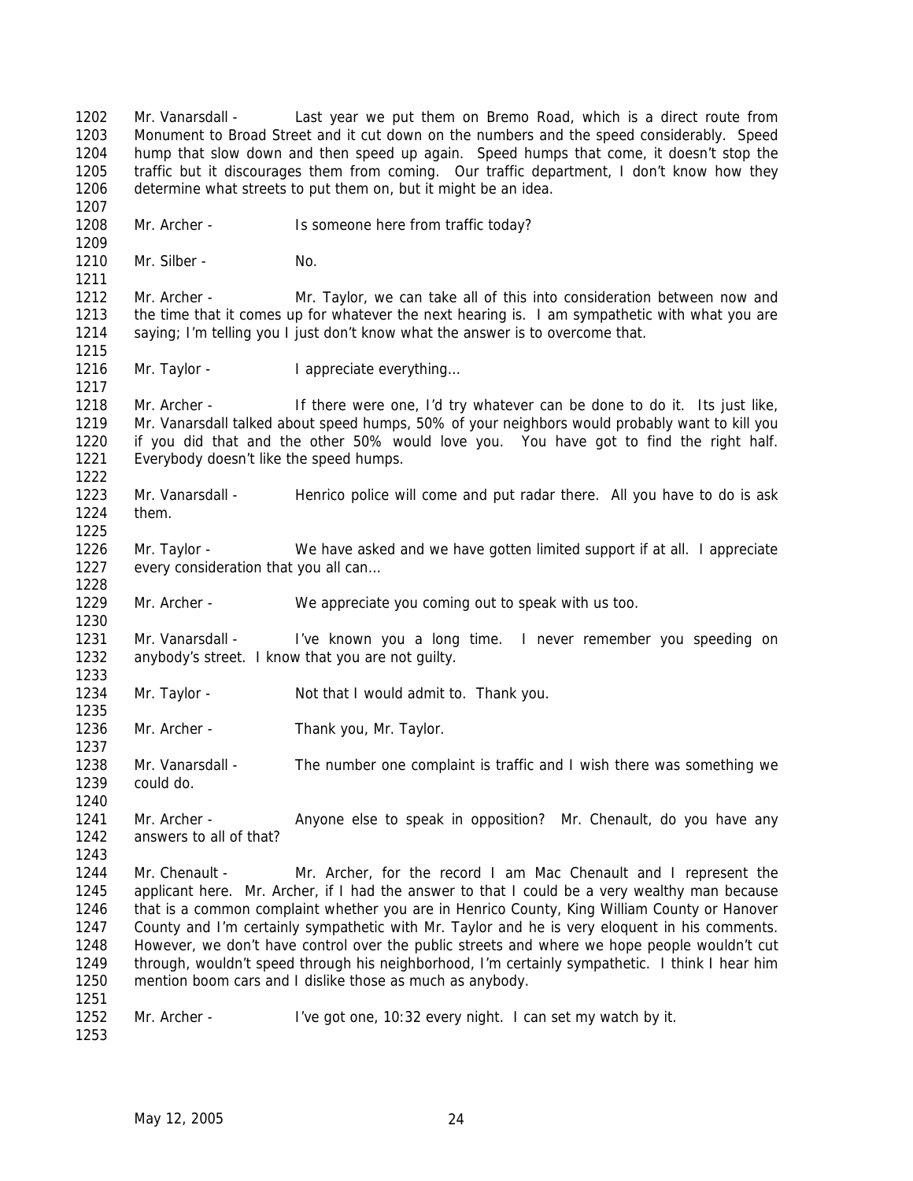Mr. Vanarsdall - Last year we put them on Bremo Road, which is a direct route from Monument to Broad Street and it cut down on the numbers and the speed considerably. Speed hump that slow down and then speed up again. Speed humps that come, it doesn't stop the traffic but it discourages them from coming. Our traffic department, I don't know how they determine what streets to put them on, but it might be an idea.

Mr. Archer - Is someone here from traffic today?

Mr. Silber - No.

Mr. Archer - Mr. Taylor, we can take all of this into consideration between now and the time that it comes up for whatever the next hearing is. I am sympathetic with what you are saying; I'm telling you I just don't know what the answer is to overcome that.

Mr. Taylor - I appreciate everything…

Mr. Archer - If there were one, I'd try whatever can be done to do it. Its just like, Mr. Vanarsdall talked about speed humps, 50% of your neighbors would probably want to kill you if you did that and the other 50% would love you. You have got to find the right half. Everybody doesn't like the speed humps.

Mr. Vanarsdall - Henrico police will come and put radar there. All you have to do is ask them.

Mr. Taylor - We have asked and we have gotten limited support if at all. I appreciate every consideration that you all can…

Mr. Archer - We appreciate you coming out to speak with us too.

Mr. Vanarsdall - I've known you a long time. I never remember you speeding on anybody's street. I know that you are not guilty.

Mr. Taylor - Not that I would admit to. Thank you.

Mr. Archer - Thank you, Mr. Taylor.

Mr. Vanarsdall - The number one complaint is traffic and I wish there was something we could do.

Mr. Archer - Anyone else to speak in opposition? Mr. Chenault, do you have any answers to all of that?

Mr. Chenault - Mr. Archer, for the record I am Mac Chenault and I represent the applicant here. Mr. Archer, if I had the answer to that I could be a very wealthy man because that is a common complaint whether you are in Henrico County, King William County or Hanover County and I'm certainly sympathetic with Mr. Taylor and he is very eloquent in his comments. However, we don't have control over the public streets and where we hope people wouldn't cut through, wouldn't speed through his neighborhood, I'm certainly sympathetic. I think I hear him mention boom cars and I dislike those as much as anybody.

Mr. Archer - I've got one, 10:32 every night. I can set my watch by it.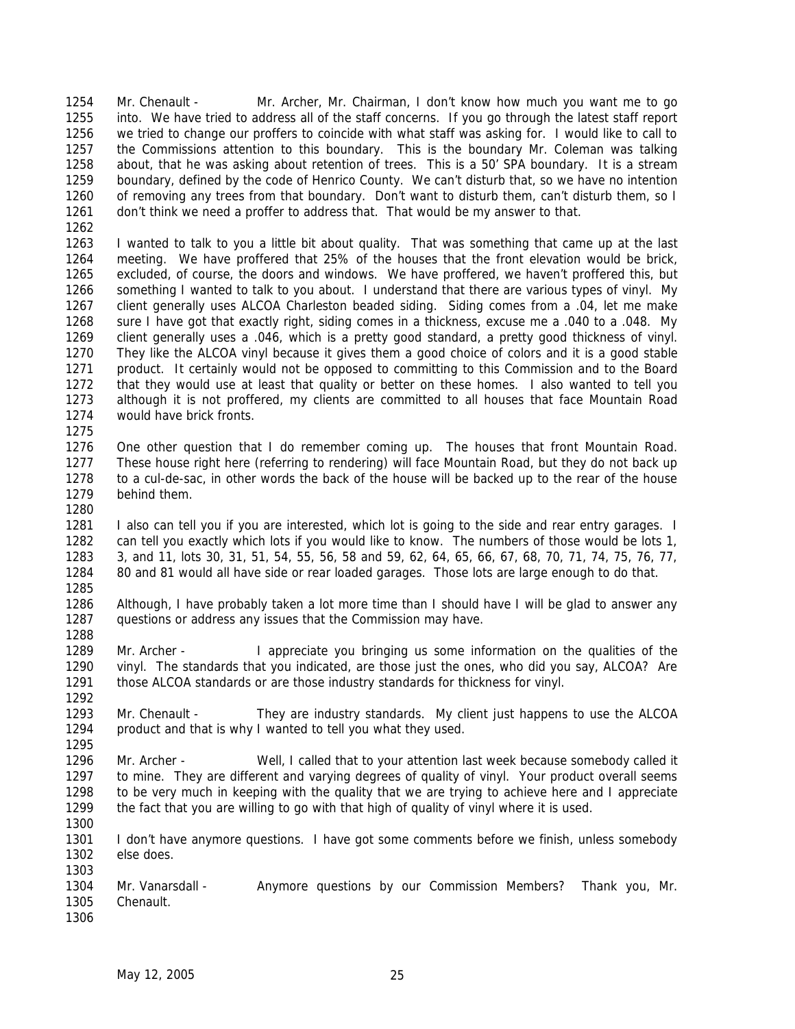Mr. Chenault - Mr. Archer, Mr. Chairman, I don't know how much you want me to go into. We have tried to address all of the staff concerns. If you go through the latest staff report we tried to change our proffers to coincide with what staff was asking for. I would like to call to the Commissions attention to this boundary. This is the boundary Mr. Coleman was talking about, that he was asking about retention of trees. This is a 50' SPA boundary. It is a stream boundary, defined by the code of Henrico County. We can't disturb that, so we have no intention of removing any trees from that boundary. Don't want to disturb them, can't disturb them, so I don't think we need a proffer to address that. That would be my answer to that.

I wanted to talk to you a little bit about quality. That was something that came up at the last meeting. We have proffered that 25% of the houses that the front elevation would be brick, excluded, of course, the doors and windows. We have proffered, we haven't proffered this, but something I wanted to talk to you about. I understand that there are various types of vinyl. My client generally uses ALCOA Charleston beaded siding. Siding comes from a .04, let me make sure I have got that exactly right, siding comes in a thickness, excuse me a .040 to a .048. My client generally uses a .046, which is a pretty good standard, a pretty good thickness of vinyl. They like the ALCOA vinyl because it gives them a good choice of colors and it is a good stable product. It certainly would not be opposed to committing to this Commission and to the Board that they would use at least that quality or better on these homes. I also wanted to tell you although it is not proffered, my clients are committed to all houses that face Mountain Road would have brick fronts.

One other question that I do remember coming up. The houses that front Mountain Road. These house right here (referring to rendering) will face Mountain Road, but they do not back up to a cul-de-sac, in other words the back of the house will be backed up to the rear of the house behind them.

I also can tell you if you are interested, which lot is going to the side and rear entry garages. I can tell you exactly which lots if you would like to know. The numbers of those would be lots 1, 3, and 11, lots 30, 31, 51, 54, 55, 56, 58 and 59, 62, 64, 65, 66, 67, 68, 70, 71, 74, 75, 76, 77, 80 and 81 would all have side or rear loaded garages. Those lots are large enough to do that.

Although, I have probably taken a lot more time than I should have I will be glad to answer any questions or address any issues that the Commission may have.

Mr. Archer - I appreciate you bringing us some information on the qualities of the vinyl. The standards that you indicated, are those just the ones, who did you say, ALCOA? Are those ALCOA standards or are those industry standards for thickness for vinyl.

Mr. Chenault - They are industry standards. My client just happens to use the ALCOA product and that is why I wanted to tell you what they used.

Mr. Archer - Well, I called that to your attention last week because somebody called it to mine. They are different and varying degrees of quality of vinyl. Your product overall seems to be very much in keeping with the quality that we are trying to achieve here and I appreciate the fact that you are willing to go with that high of quality of vinyl where it is used.

I don't have anymore questions. I have got some comments before we finish, unless somebody else does.

Mr. Vanarsdall - Anymore questions by our Commission Members? Thank you, Mr. Chenault.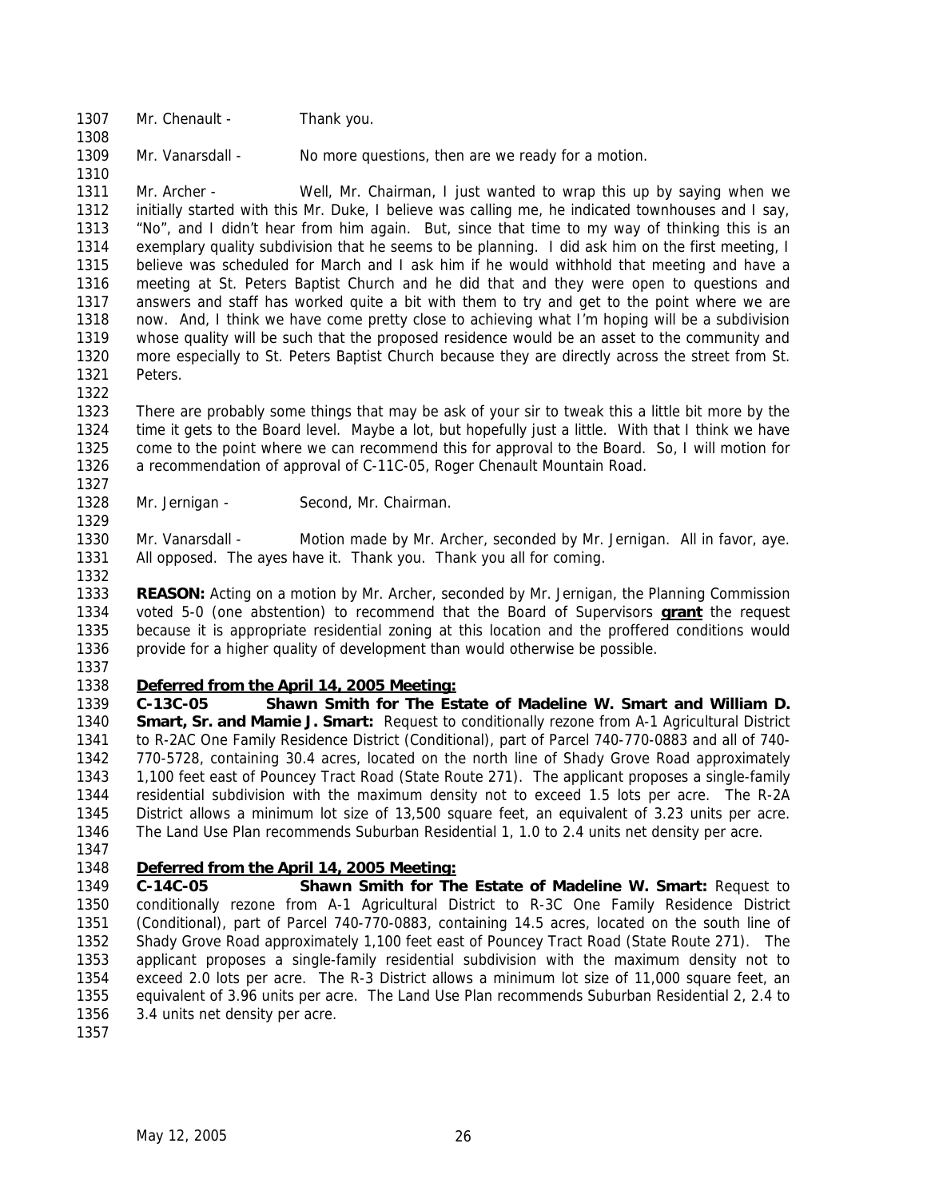Mr. Chenault - Thank you.

Mr. Vanarsdall - No more questions, then are we ready for a motion.

Mr. Archer - Well, Mr. Chairman, I just wanted to wrap this up by saying when we initially started with this Mr. Duke, I believe was calling me, he indicated townhouses and I say, "No", and I didn't hear from him again. But, since that time to my way of thinking this is an exemplary quality subdivision that he seems to be planning. I did ask him on the first meeting, I believe was scheduled for March and I ask him if he would withhold that meeting and have a meeting at St. Peters Baptist Church and he did that and they were open to questions and answers and staff has worked quite a bit with them to try and get to the point where we are now. And, I think we have come pretty close to achieving what I'm hoping will be a subdivision whose quality will be such that the proposed residence would be an asset to the community and more especially to St. Peters Baptist Church because they are directly across the street from St. Peters.

There are probably some things that may be ask of your sir to tweak this a little bit more by the time it gets to the Board level. Maybe a lot, but hopefully just a little. With that I think we have come to the point where we can recommend this for approval to the Board. So, I will motion for a recommendation of approval of C-11C-05, Roger Chenault Mountain Road.

Mr. Jernigan - Second, Mr. Chairman.

Mr. Vanarsdall - Motion made by Mr. Archer, seconded by Mr. Jernigan. All in favor, aye. All opposed. The ayes have it. Thank you. Thank you all for coming.

**REASON:** Acting on a motion by Mr. Archer, seconded by Mr. Jernigan, the Planning Commission voted 5-0 (one abstention) to recommend that the Board of Supervisors **grant** the request because it is appropriate residential zoning at this location and the proffered conditions would provide for a higher quality of development than would otherwise be possible.

**Deferred from the April 14, 2005 Meeting:**

**C-13C-05 Shawn Smith for The Estate of Madeline W. Smart and William D. Smart, Sr. and Mamie J. Smart:** Request to conditionally rezone from A-1 Agricultural District to R-2AC One Family Residence District (Conditional), part of Parcel 740-770-0883 and all of 740-770-5728, containing 30.4 acres, located on the north line of Shady Grove Road approximately 1,100 feet east of Pouncey Tract Road (State Route 271). The applicant proposes a single-family residential subdivision with the maximum density not to exceed 1.5 lots per acre. The R-2A District allows a minimum lot size of 13,500 square feet, an equivalent of 3.23 units per acre. The Land Use Plan recommends Suburban Residential 1, 1.0 to 2.4 units net density per acre.

**Deferred from the April 14, 2005 Meeting:**

**C-14C-05 Shawn Smith for The Estate of Madeline W. Smart:** Request to conditionally rezone from A-1 Agricultural District to R-3C One Family Residence District (Conditional), part of Parcel 740-770-0883, containing 14.5 acres, located on the south line of Shady Grove Road approximately 1,100 feet east of Pouncey Tract Road (State Route 271). The applicant proposes a single-family residential subdivision with the maximum density not to exceed 2.0 lots per acre. The R-3 District allows a minimum lot size of 11,000 square feet, an equivalent of 3.96 units per acre. The Land Use Plan recommends Suburban Residential 2, 2.4 to 3.4 units net density per acre.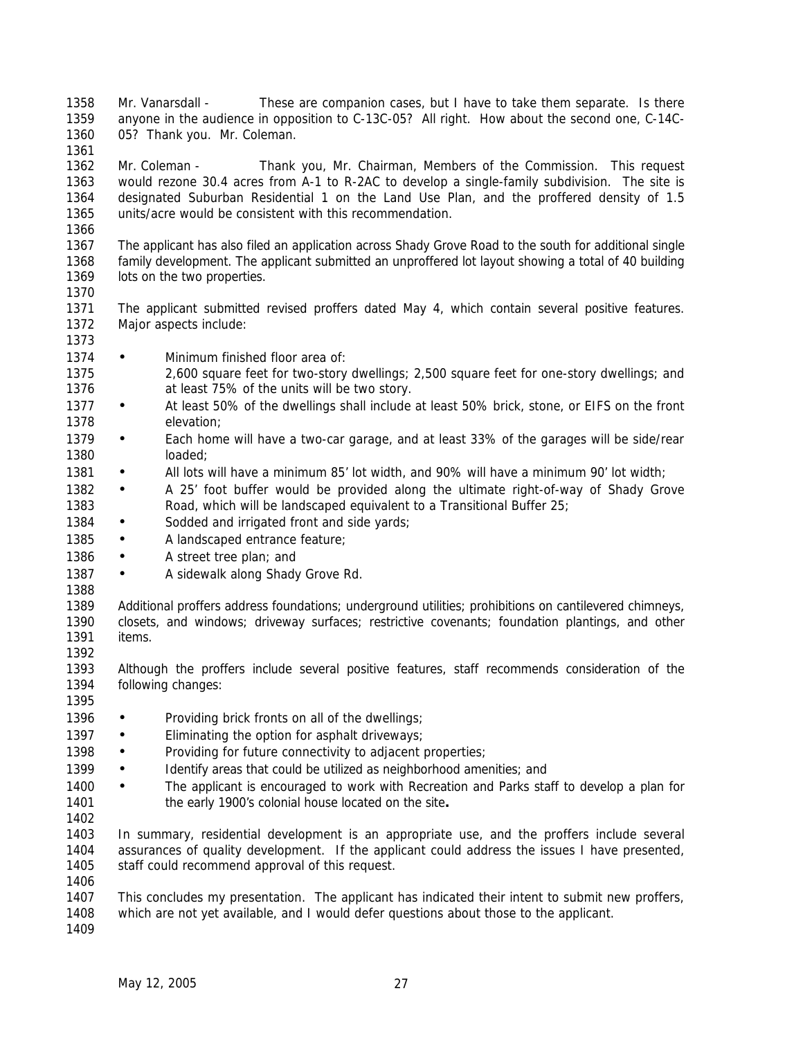Mr. Vanarsdall - These are companion cases, but I have to take them separate. Is there anyone in the audience in opposition to C-13C-05? All right. How about the second one, C-14C-05? Thank you. Mr. Coleman.

Mr. Coleman - Thank you, Mr. Chairman, Members of the Commission. This request would rezone 30.4 acres from A-1 to R-2AC to develop a single-family subdivision. The site is designated Suburban Residential 1 on the Land Use Plan, and the proffered density of 1.5 units/acre would be consistent with this recommendation.

The applicant has also filed an application across Shady Grove Road to the south for additional single family development. The applicant submitted an unproffered lot layout showing a total of 40 building lots on the two properties.

The applicant submitted revised proffers dated May 4, which contain several positive features. Major aspects include:

- Minimum finished floor area of:
  2,600 square feet for two-story dwellings; 2,500 square feet for one-story dwellings; and at least 75% of the units will be two story.
- At least 50% of the dwellings shall include at least 50% brick, stone, or EIFS on the front elevation;
- Each home will have a two-car garage, and at least 33% of the garages will be side/rear loaded;
- All lots will have a minimum 85' lot width, and 90% will have a minimum 90' lot width;
- A 25' foot buffer would be provided along the ultimate right-of-way of Shady Grove Road, which will be landscaped equivalent to a Transitional Buffer 25;
- Sodded and irrigated front and side yards;
- A landscaped entrance feature;
- A street tree plan; and
- A sidewalk along Shady Grove Rd.

Additional proffers address foundations; underground utilities; prohibitions on cantilevered chimneys, closets, and windows; driveway surfaces; restrictive covenants; foundation plantings, and other items.

Although the proffers include several positive features, staff recommends consideration of the following changes:

- Providing brick fronts on all of the dwellings;
- Eliminating the option for asphalt driveways;
- Providing for future connectivity to adjacent properties;
- Identify areas that could be utilized as neighborhood amenities; and
- The applicant is encouraged to work with Recreation and Parks staff to develop a plan for the early 1900's colonial house located on the site**.**

In summary, residential development is an appropriate use, and the proffers include several assurances of quality development. If the applicant could address the issues I have presented, staff could recommend approval of this request.

This concludes my presentation. The applicant has indicated their intent to submit new proffers, which are not yet available, and I would defer questions about those to the applicant.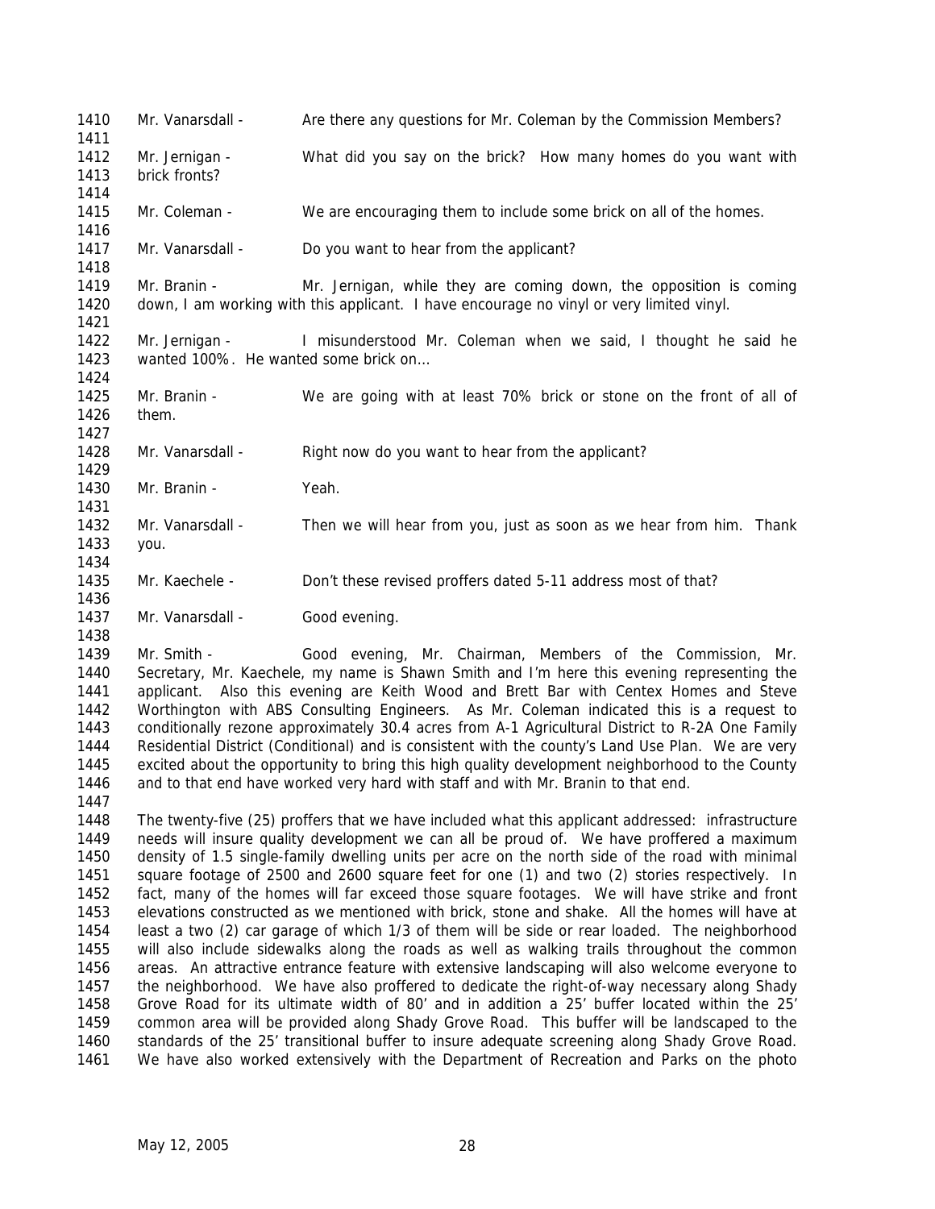1410 Mr. Vanarsdall - Are there any questions for Mr. Coleman by the Commission Members?

1411

1412 Mr. Jernigan - What did you say on the brick? How many homes do you want with
1413 brick fronts?

1414

1415 Mr. Coleman - We are encouraging them to include some brick on all of the homes.

1416

1417 Mr. Vanarsdall - Do you want to hear from the applicant?

1418

1419 Mr. Branin - Mr. Jernigan, while they are coming down, the opposition is coming
1420 down, I am working with this applicant. I have encourage no vinyl or very limited vinyl.

1421

1422 Mr. Jernigan - I misunderstood Mr. Coleman when we said, I thought he said he
1423 wanted 100%. He wanted some brick on…

1424

1425 Mr. Branin - We are going with at least 70% brick or stone on the front of all of
1426 them.

1427

1428 Mr. Vanarsdall - Right now do you want to hear from the applicant?

1429

1430 Mr. Branin - Yeah.

1431

1432 Mr. Vanarsdall - Then we will hear from you, just as soon as we hear from him. Thank
1433 you.

1434

1435 Mr. Kaechele - Don't these revised proffers dated 5-11 address most of that?

1436

1437 Mr. Vanarsdall - Good evening.

1438

1439 Mr. Smith - Good evening, Mr. Chairman, Members of the Commission, Mr.
1440 Secretary, Mr. Kaechele, my name is Shawn Smith and I'm here this evening representing the
1441 applicant. Also this evening are Keith Wood and Brett Bar with Centex Homes and Steve
1442 Worthington with ABS Consulting Engineers. As Mr. Coleman indicated this is a request to
1443 conditionally rezone approximately 30.4 acres from A-1 Agricultural District to R-2A One Family
1444 Residential District (Conditional) and is consistent with the county's Land Use Plan. We are very
1445 excited about the opportunity to bring this high quality development neighborhood to the County
1446 and to that end have worked very hard with staff and with Mr. Branin to that end.

1447

1448 The twenty-five (25) proffers that we have included what this applicant addressed: infrastructure
1449 needs will insure quality development we can all be proud of. We have proffered a maximum
1450 density of 1.5 single-family dwelling units per acre on the north side of the road with minimal
1451 square footage of 2500 and 2600 square feet for one (1) and two (2) stories respectively. In
1452 fact, many of the homes will far exceed those square footages. We will have strike and front
1453 elevations constructed as we mentioned with brick, stone and shake. All the homes will have at
1454 least a two (2) car garage of which 1/3 of them will be side or rear loaded. The neighborhood
1455 will also include sidewalks along the roads as well as walking trails throughout the common
1456 areas. An attractive entrance feature with extensive landscaping will also welcome everyone to
1457 the neighborhood. We have also proffered to dedicate the right-of-way necessary along Shady
1458 Grove Road for its ultimate width of 80' and in addition a 25' buffer located within the 25'
1459 common area will be provided along Shady Grove Road. This buffer will be landscaped to the
1460 standards of the 25' transitional buffer to insure adequate screening along Shady Grove Road.
1461 We have also worked extensively with the Department of Recreation and Parks on the photo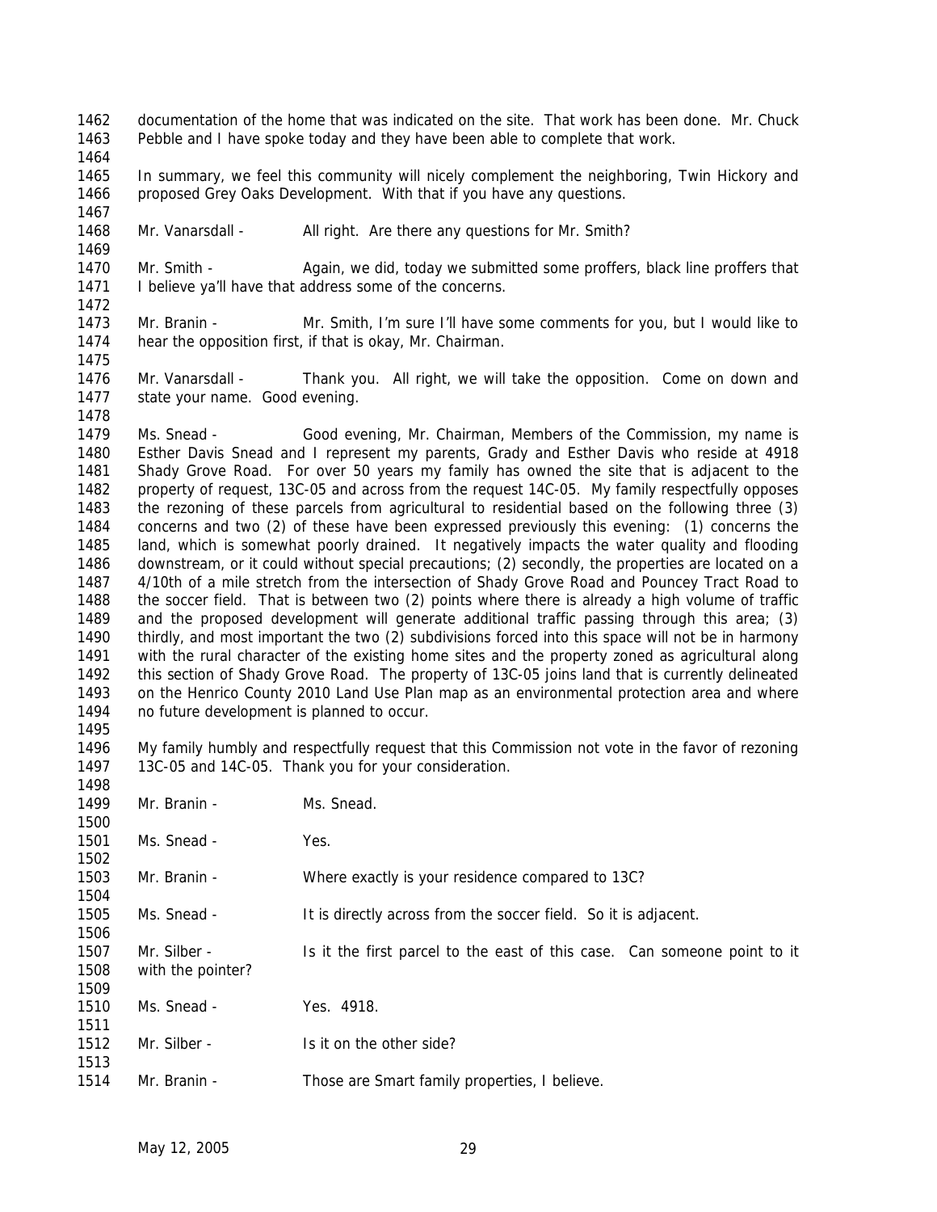documentation of the home that was indicated on the site. That work has been done. Mr. Chuck Pebble and I have spoke today and they have been able to complete that work.

In summary, we feel this community will nicely complement the neighboring, Twin Hickory and proposed Grey Oaks Development. With that if you have any questions.

Mr. Vanarsdall - All right. Are there any questions for Mr. Smith?

Mr. Smith - Again, we did, today we submitted some proffers, black line proffers that I believe ya'll have that address some of the concerns.

Mr. Branin - Mr. Smith, I'm sure I'll have some comments for you, but I would like to hear the opposition first, if that is okay, Mr. Chairman.

Mr. Vanarsdall - Thank you. All right, we will take the opposition. Come on down and state your name. Good evening.

Ms. Snead - Good evening, Mr. Chairman, Members of the Commission, my name is Esther Davis Snead and I represent my parents, Grady and Esther Davis who reside at 4918 Shady Grove Road. For over 50 years my family has owned the site that is adjacent to the property of request, 13C-05 and across from the request 14C-05. My family respectfully opposes the rezoning of these parcels from agricultural to residential based on the following three (3) concerns and two (2) of these have been expressed previously this evening: (1) concerns the land, which is somewhat poorly drained. It negatively impacts the water quality and flooding downstream, or it could without special precautions; (2) secondly, the properties are located on a 4/10th of a mile stretch from the intersection of Shady Grove Road and Pouncey Tract Road to the soccer field. That is between two (2) points where there is already a high volume of traffic and the proposed development will generate additional traffic passing through this area; (3) thirdly, and most important the two (2) subdivisions forced into this space will not be in harmony with the rural character of the existing home sites and the property zoned as agricultural along this section of Shady Grove Road. The property of 13C-05 joins land that is currently delineated on the Henrico County 2010 Land Use Plan map as an environmental protection area and where no future development is planned to occur.

My family humbly and respectfully request that this Commission not vote in the favor of rezoning 13C-05 and 14C-05. Thank you for your consideration.

Mr. Branin - Ms. Snead.

Ms. Snead - Yes.

Mr. Branin - Where exactly is your residence compared to 13C?

Ms. Snead - It is directly across from the soccer field. So it is adjacent.

Mr. Silber - Is it the first parcel to the east of this case. Can someone point to it with the pointer?

Ms. Snead - Yes. 4918.

Mr. Silber - Is it on the other side?

Mr. Branin - Those are Smart family properties, I believe.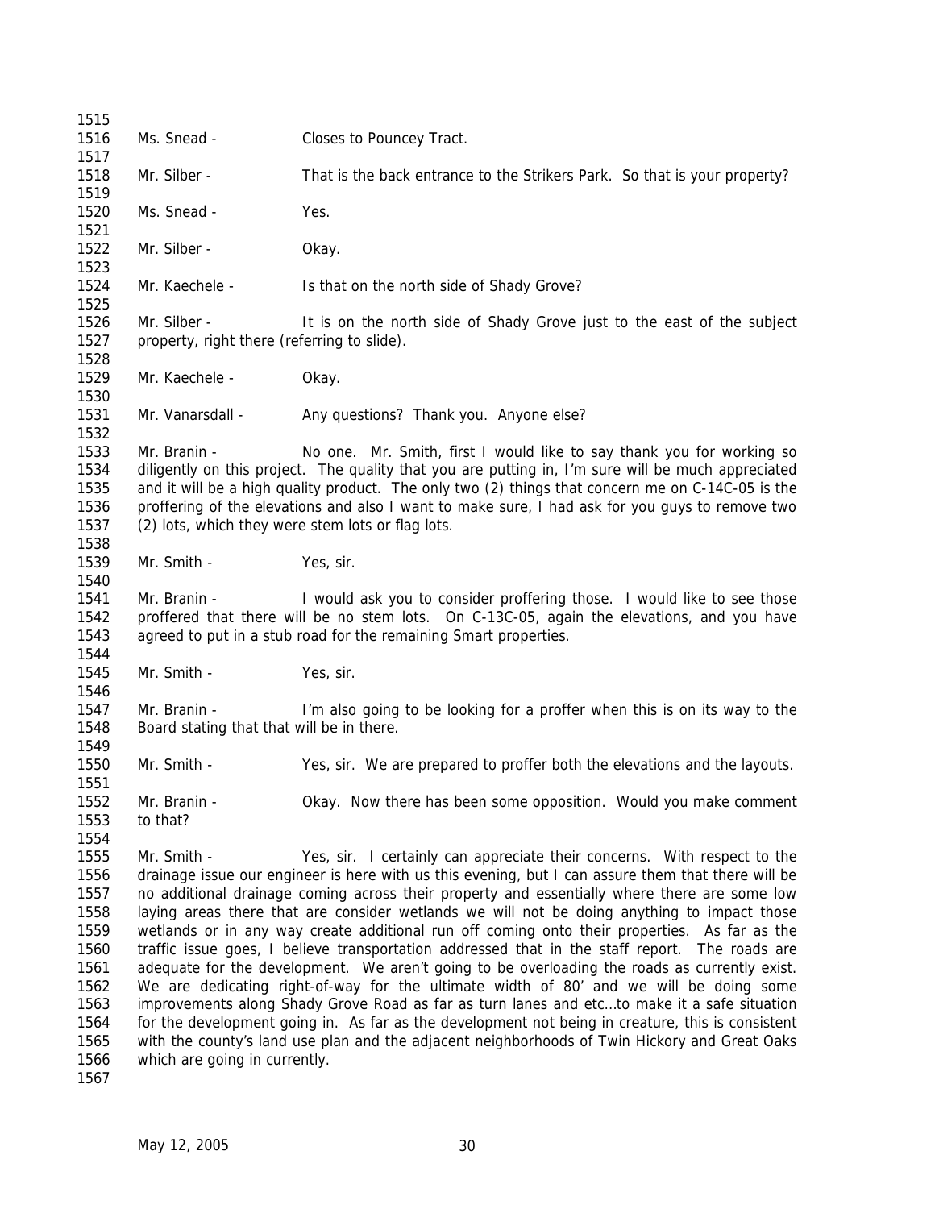Ms. Snead - Closes to Pouncey Tract.

Mr. Silber - That is the back entrance to the Strikers Park. So that is your property?

Ms. Snead - Yes.

Mr. Silber - Okay.

Mr. Kaechele - Is that on the north side of Shady Grove?

Mr. Silber - It is on the north side of Shady Grove just to the east of the subject property, right there (referring to slide).

Mr. Kaechele - Okay.

Mr. Vanarsdall - Any questions? Thank you. Anyone else?

Mr. Branin - No one. Mr. Smith, first I would like to say thank you for working so diligently on this project. The quality that you are putting in, I'm sure will be much appreciated and it will be a high quality product. The only two (2) things that concern me on C-14C-05 is the proffering of the elevations and also I want to make sure, I had ask for you guys to remove two (2) lots, which they were stem lots or flag lots.

Mr. Smith - Yes, sir.

Mr. Branin - I would ask you to consider proffering those. I would like to see those proffered that there will be no stem lots. On C-13C-05, again the elevations, and you have agreed to put in a stub road for the remaining Smart properties.

Mr. Smith - Yes, sir.

Mr. Branin - I'm also going to be looking for a proffer when this is on its way to the Board stating that that will be in there.

Mr. Smith - Yes, sir. We are prepared to proffer both the elevations and the layouts.

Mr. Branin - Okay. Now there has been some opposition. Would you make comment to that?

Mr. Smith - Yes, sir. I certainly can appreciate their concerns. With respect to the drainage issue our engineer is here with us this evening, but I can assure them that there will be no additional drainage coming across their property and essentially where there are some low laying areas there that are consider wetlands we will not be doing anything to impact those wetlands or in any way create additional run off coming onto their properties. As far as the traffic issue goes, I believe transportation addressed that in the staff report. The roads are adequate for the development. We aren't going to be overloading the roads as currently exist. We are dedicating right-of-way for the ultimate width of 80' and we will be doing some improvements along Shady Grove Road as far as turn lanes and etc…to make it a safe situation for the development going in. As far as the development not being in creature, this is consistent with the county's land use plan and the adjacent neighborhoods of Twin Hickory and Great Oaks which are going in currently.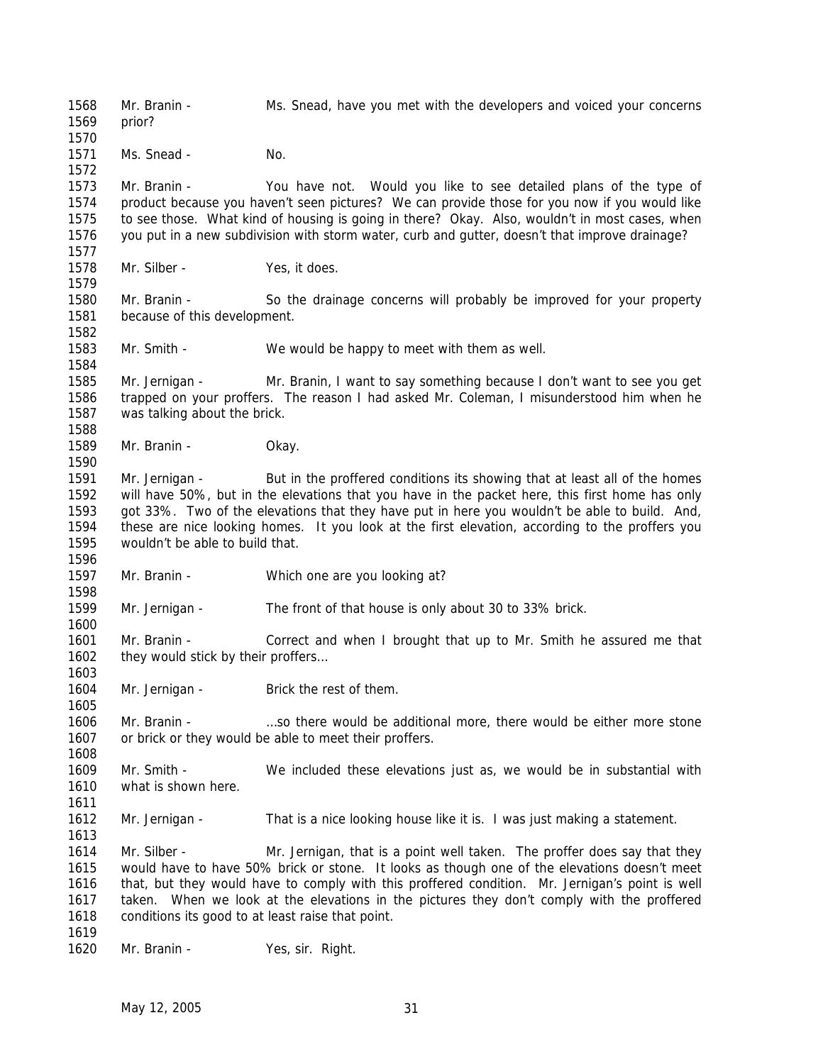1568 Mr. Branin - Ms. Snead, have you met with the developers and voiced your concerns
1569 prior?
1570
1571 Ms. Snead - No.
1572
1573 Mr. Branin - You have not. Would you like to see detailed plans of the type of
1574 product because you haven't seen pictures? We can provide those for you now if you would like
1575 to see those. What kind of housing is going in there? Okay. Also, wouldn't in most cases, when
1576 you put in a new subdivision with storm water, curb and gutter, doesn't that improve drainage?
1577
1578 Mr. Silber - Yes, it does.
1579
1580 Mr. Branin - So the drainage concerns will probably be improved for your property
1581 because of this development.
1582
1583 Mr. Smith - We would be happy to meet with them as well.
1584
1585 Mr. Jernigan - Mr. Branin, I want to say something because I don't want to see you get
1586 trapped on your proffers. The reason I had asked Mr. Coleman, I misunderstood him when he
1587 was talking about the brick.
1588
1589 Mr. Branin - Okay.
1590
1591 Mr. Jernigan - But in the proffered conditions its showing that at least all of the homes
1592 will have 50%, but in the elevations that you have in the packet here, this first home has only
1593 got 33%. Two of the elevations that they have put in here you wouldn't be able to build. And,
1594 these are nice looking homes. It you look at the first elevation, according to the proffers you
1595 wouldn't be able to build that.
1596
1597 Mr. Branin - Which one are you looking at?
1598
1599 Mr. Jernigan - The front of that house is only about 30 to 33% brick.
1600
1601 Mr. Branin - Correct and when I brought that up to Mr. Smith he assured me that
1602 they would stick by their proffers…
1603
1604 Mr. Jernigan - Brick the rest of them.
1605
1606 Mr. Branin - …so there would be additional more, there would be either more stone
1607 or brick or they would be able to meet their proffers.
1608
1609 Mr. Smith - We included these elevations just as, we would be in substantial with
1610 what is shown here.
1611
1612 Mr. Jernigan - That is a nice looking house like it is. I was just making a statement.
1613
1614 Mr. Silber - Mr. Jernigan, that is a point well taken. The proffer does say that they
1615 would have to have 50% brick or stone. It looks as though one of the elevations doesn't meet
1616 that, but they would have to comply with this proffered condition. Mr. Jernigan's point is well
1617 taken. When we look at the elevations in the pictures they don't comply with the proffered
1618 conditions its good to at least raise that point.
1619
1620 Mr. Branin - Yes, sir. Right.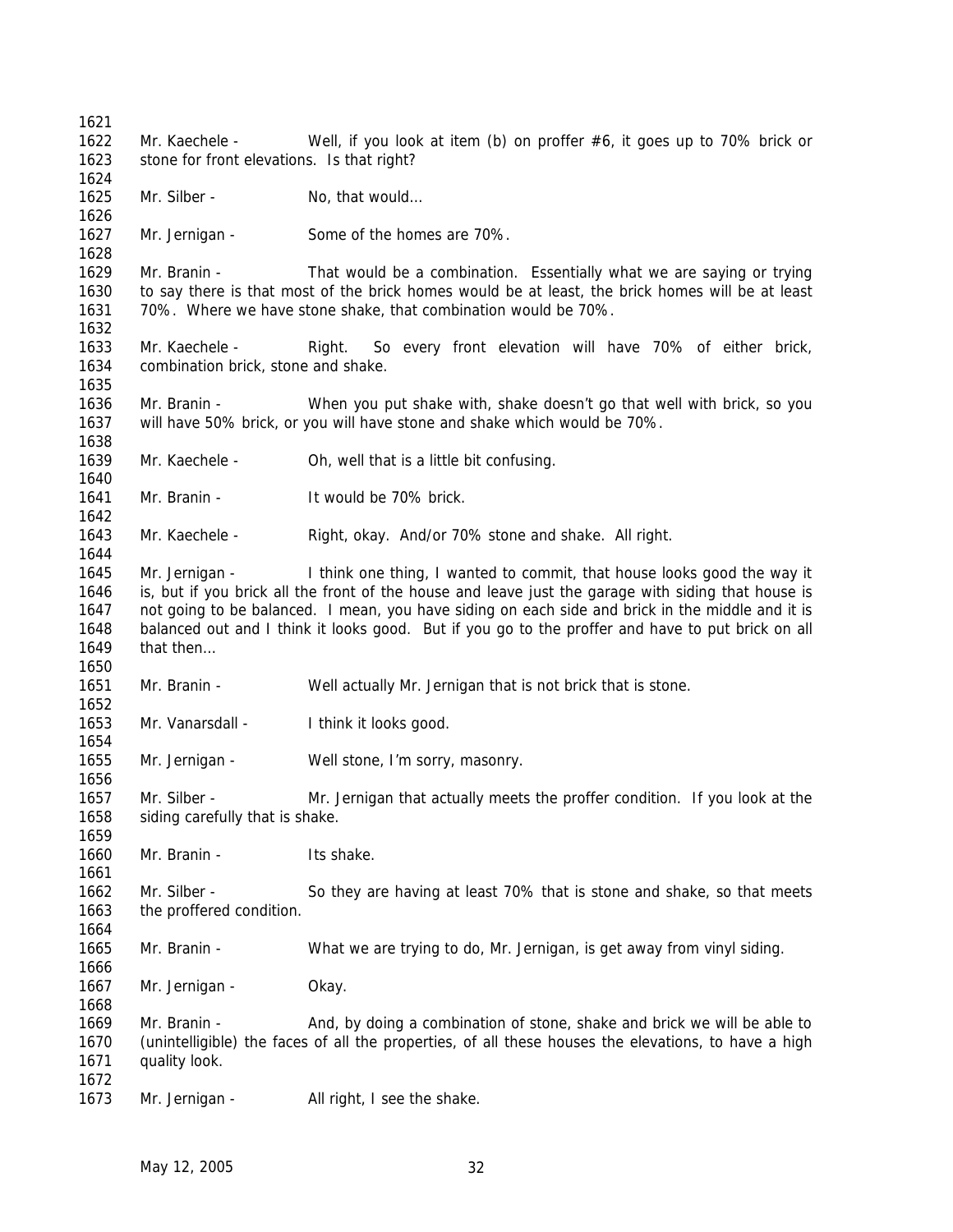Mr. Kaechele - Well, if you look at item (b) on proffer #6, it goes up to 70% brick or stone for front elevations. Is that right?

Mr. Silber - No, that would…

Mr. Jernigan - Some of the homes are 70%.

Mr. Branin - That would be a combination. Essentially what we are saying or trying to say there is that most of the brick homes would be at least, the brick homes will be at least 70%. Where we have stone shake, that combination would be 70%.

Mr. Kaechele - Right. So every front elevation will have 70% of either brick, combination brick, stone and shake.

Mr. Branin - When you put shake with, shake doesn't go that well with brick, so you will have 50% brick, or you will have stone and shake which would be 70%.

Mr. Kaechele - Oh, well that is a little bit confusing.

Mr. Branin - It would be 70% brick.

Mr. Kaechele - Right, okay. And/or 70% stone and shake. All right.

Mr. Jernigan - I think one thing, I wanted to commit, that house looks good the way it is, but if you brick all the front of the house and leave just the garage with siding that house is not going to be balanced. I mean, you have siding on each side and brick in the middle and it is balanced out and I think it looks good. But if you go to the proffer and have to put brick on all that then…

Mr. Branin - Well actually Mr. Jernigan that is not brick that is stone.

Mr. Vanarsdall - I think it looks good.

Mr. Jernigan - Well stone, I'm sorry, masonry.

Mr. Silber - Mr. Jernigan that actually meets the proffer condition. If you look at the siding carefully that is shake.

Mr. Branin - Its shake.

Mr. Silber - So they are having at least 70% that is stone and shake, so that meets the proffered condition.

Mr. Branin - What we are trying to do, Mr. Jernigan, is get away from vinyl siding.

Mr. Jernigan - Okay.

Mr. Branin - And, by doing a combination of stone, shake and brick we will be able to (unintelligible) the faces of all the properties, of all these houses the elevations, to have a high quality look.

Mr. Jernigan - All right, I see the shake.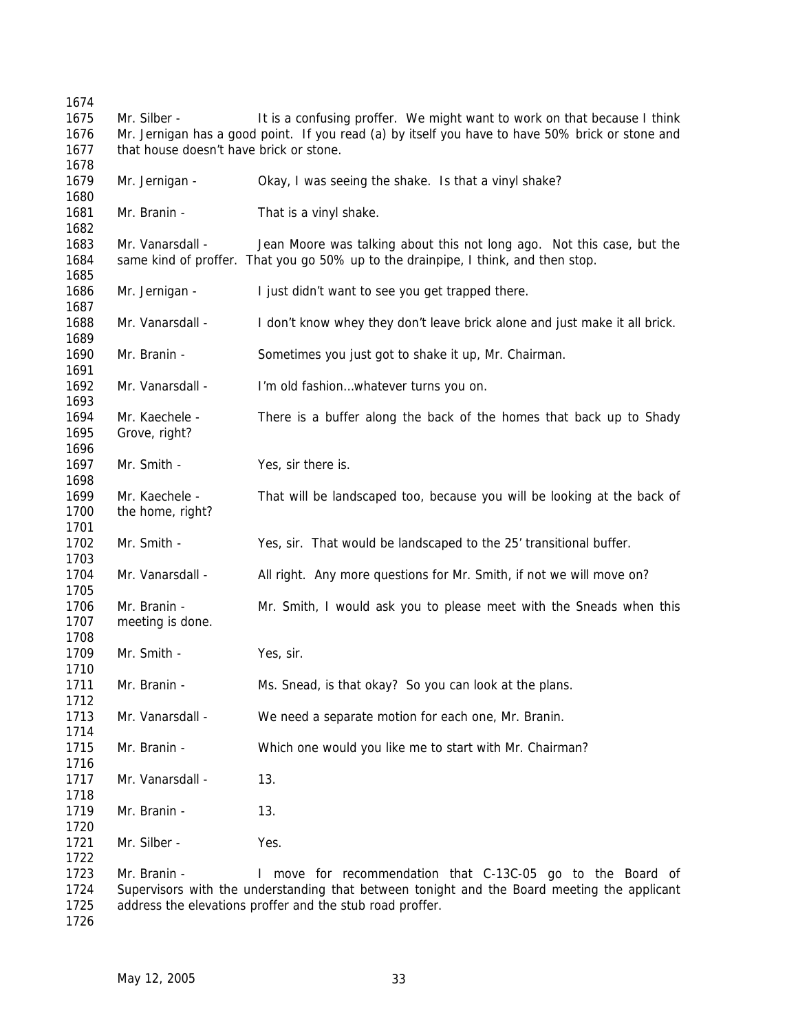Mr. Silber - It is a confusing proffer. We might want to work on that because I think Mr. Jernigan has a good point. If you read (a) by itself you have to have 50% brick or stone and that house doesn't have brick or stone.

Mr. Jernigan - Okay, I was seeing the shake. Is that a vinyl shake?

Mr. Branin - That is a vinyl shake.

Mr. Vanarsdall - Jean Moore was talking about this not long ago. Not this case, but the same kind of proffer. That you go 50% up to the drainpipe, I think, and then stop.

Mr. Jernigan - I just didn't want to see you get trapped there.

Mr. Vanarsdall - I don't know whey they don't leave brick alone and just make it all brick.

Mr. Branin - Sometimes you just got to shake it up, Mr. Chairman.

Mr. Vanarsdall - I'm old fashion…whatever turns you on.

Mr. Kaechele - There is a buffer along the back of the homes that back up to Shady Grove, right?

Mr. Smith - Yes, sir there is.

Mr. Kaechele - That will be landscaped too, because you will be looking at the back of the home, right?

Mr. Smith - Yes, sir. That would be landscaped to the 25' transitional buffer.

Mr. Vanarsdall - All right. Any more questions for Mr. Smith, if not we will move on?

Mr. Branin - Mr. Smith, I would ask you to please meet with the Sneads when this meeting is done.

Mr. Smith - Yes, sir.

Mr. Branin - Ms. Snead, is that okay? So you can look at the plans.

Mr. Vanarsdall - We need a separate motion for each one, Mr. Branin.

Mr. Branin - Which one would you like me to start with Mr. Chairman?

Mr. Vanarsdall - 13.

Mr. Branin - 13.

Mr. Silber - Yes.

Mr. Branin - I move for recommendation that C-13C-05 go to the Board of Supervisors with the understanding that between tonight and the Board meeting the applicant address the elevations proffer and the stub road proffer.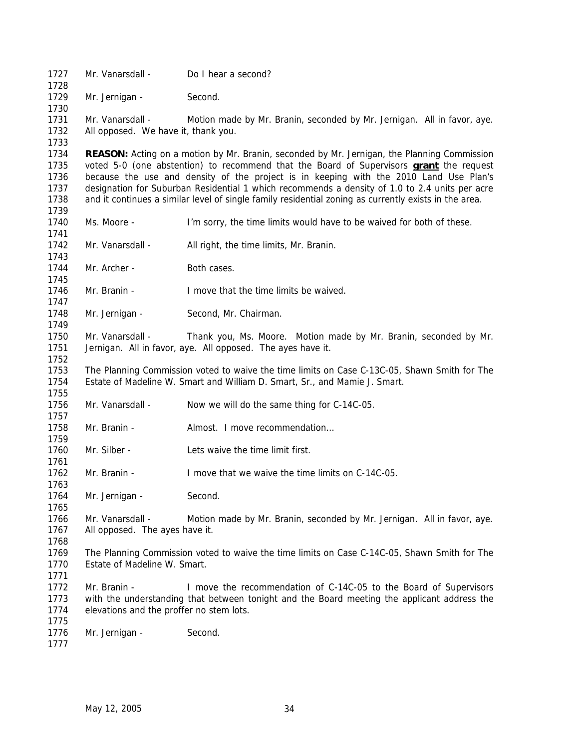Mr. Vanarsdall - Do I hear a second?

Mr. Jernigan - Second.

Mr. Vanarsdall - Motion made by Mr. Branin, seconded by Mr. Jernigan. All in favor, aye. All opposed. We have it, thank you.

**REASON:** Acting on a motion by Mr. Branin, seconded by Mr. Jernigan, the Planning Commission voted 5-0 (one abstention) to recommend that the Board of Supervisors **grant** the request because the use and density of the project is in keeping with the 2010 Land Use Plan's designation for Suburban Residential 1 which recommends a density of 1.0 to 2.4 units per acre and it continues a similar level of single family residential zoning as currently exists in the area.

Ms. Moore - I'm sorry, the time limits would have to be waived for both of these.

Mr. Vanarsdall - All right, the time limits, Mr. Branin.

Mr. Archer - Both cases.

Mr. Branin - I move that the time limits be waived.

Mr. Jernigan - Second, Mr. Chairman.

Mr. Vanarsdall - Thank you, Ms. Moore. Motion made by Mr. Branin, seconded by Mr. Jernigan. All in favor, aye. All opposed. The ayes have it.

The Planning Commission voted to waive the time limits on Case C-13C-05, Shawn Smith for The Estate of Madeline W. Smart and William D. Smart, Sr., and Mamie J. Smart.

Mr. Vanarsdall - Now we will do the same thing for C-14C-05.

Mr. Branin - Almost. I move recommendation…

Mr. Silber - Lets waive the time limit first.

Mr. Branin - I move that we waive the time limits on C-14C-05.

Mr. Jernigan - Second.

Mr. Vanarsdall - Motion made by Mr. Branin, seconded by Mr. Jernigan. All in favor, aye. All opposed. The ayes have it.

The Planning Commission voted to waive the time limits on Case C-14C-05, Shawn Smith for The Estate of Madeline W. Smart.

Mr. Branin - I move the recommendation of C-14C-05 to the Board of Supervisors with the understanding that between tonight and the Board meeting the applicant address the elevations and the proffer no stem lots.

Mr. Jernigan - Second.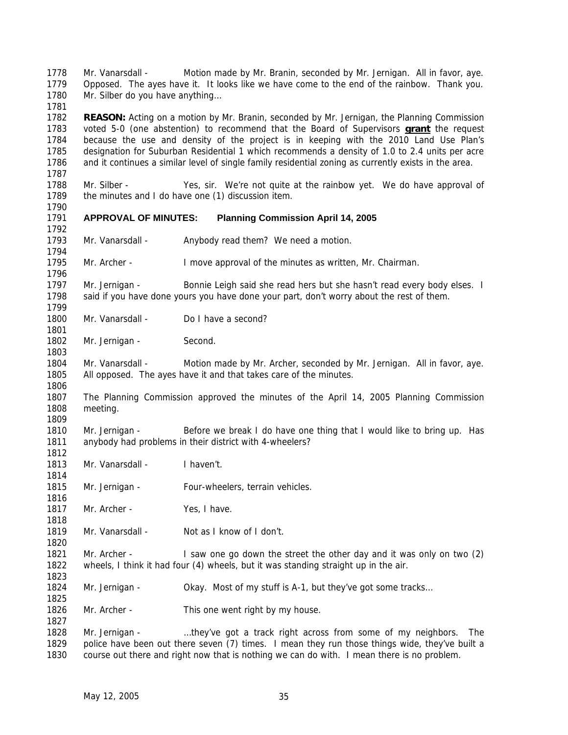Mr. Vanarsdall - Motion made by Mr. Branin, seconded by Mr. Jernigan. All in favor, aye. Opposed. The ayes have it. It looks like we have come to the end of the rainbow. Thank you. Mr. Silber do you have anything…

**REASON:** Acting on a motion by Mr. Branin, seconded by Mr. Jernigan, the Planning Commission voted 5-0 (one abstention) to recommend that the Board of Supervisors **grant** the request because the use and density of the project is in keeping with the 2010 Land Use Plan's designation for Suburban Residential 1 which recommends a density of 1.0 to 2.4 units per acre and it continues a similar level of single family residential zoning as currently exists in the area.

Mr. Silber - Yes, sir. We're not quite at the rainbow yet. We do have approval of the minutes and I do have one (1) discussion item.

**APPROVAL OF MINUTES: Planning Commission April 14, 2005**

Mr. Vanarsdall - Anybody read them? We need a motion.

Mr. Archer - I move approval of the minutes as written, Mr. Chairman.

Mr. Jernigan - Bonnie Leigh said she read hers but she hasn't read every body elses. I said if you have done yours you have done your part, don't worry about the rest of them.

Mr. Vanarsdall - Do I have a second?

Mr. Jernigan - Second.

Mr. Vanarsdall - Motion made by Mr. Archer, seconded by Mr. Jernigan. All in favor, aye. All opposed. The ayes have it and that takes care of the minutes.

The Planning Commission approved the minutes of the April 14, 2005 Planning Commission meeting.

Mr. Jernigan - Before we break I do have one thing that I would like to bring up. Has anybody had problems in their district with 4-wheelers?

Mr. Vanarsdall - I haven't.

Mr. Jernigan - Four-wheelers, terrain vehicles.

Mr. Archer - Yes, I have.

Mr. Vanarsdall - Not as I know of I don't.

Mr. Archer - I saw one go down the street the other day and it was only on two (2) wheels, I think it had four (4) wheels, but it was standing straight up in the air.

Mr. Jernigan - Okay. Most of my stuff is A-1, but they've got some tracks…

Mr. Archer - This one went right by my house.

Mr. Jernigan - …they've got a track right across from some of my neighbors. The police have been out there seven (7) times. I mean they run those things wide, they've built a course out there and right now that is nothing we can do with. I mean there is no problem.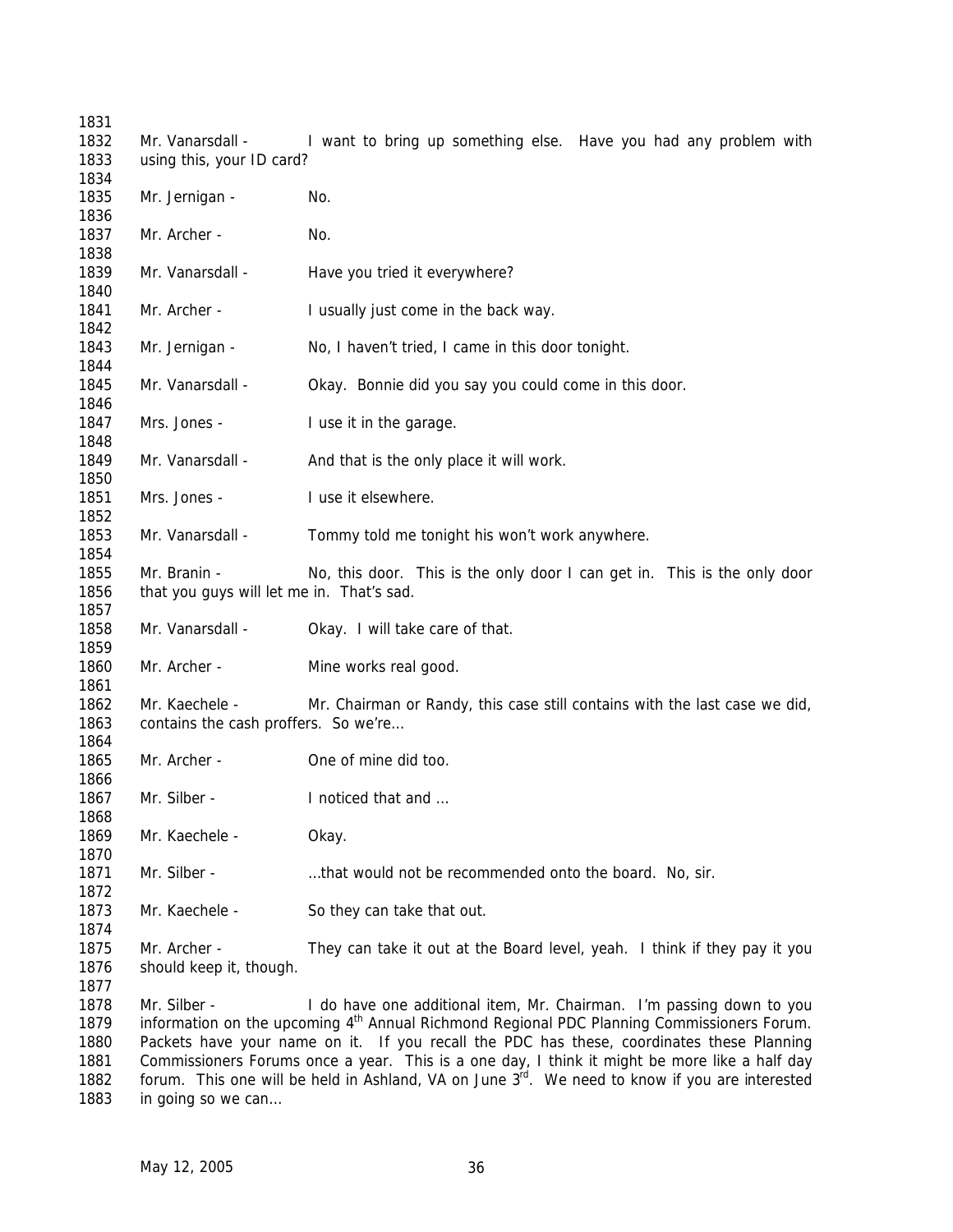1831

1832 Mr. Vanarsdall - I want to bring up something else. Have you had any problem with
1833 using this, your ID card?

1834

1835 Mr. Jernigan - No.

1836

1837 Mr. Archer - No.

1838

1839 Mr. Vanarsdall - Have you tried it everywhere?

1840

1841 Mr. Archer - I usually just come in the back way.

1842

1843 Mr. Jernigan - No, I haven't tried, I came in this door tonight.

1844

1845 Mr. Vanarsdall - Okay. Bonnie did you say you could come in this door.

1846

1847 Mrs. Jones - I use it in the garage.

1848

1849 Mr. Vanarsdall - And that is the only place it will work.

1850

1851 Mrs. Jones - I use it elsewhere.

1852

1853 Mr. Vanarsdall - Tommy told me tonight his won't work anywhere.

1854

1855 Mr. Branin - No, this door. This is the only door I can get in. This is the only door
1856 that you guys will let me in. That's sad.

1857

1858 Mr. Vanarsdall - Okay. I will take care of that.

1859

1860 Mr. Archer - Mine works real good.

1861

1862 Mr. Kaechele - Mr. Chairman or Randy, this case still contains with the last case we did,
1863 contains the cash proffers. So we're…

1864

1865 Mr. Archer - One of mine did too.

1866

1867 Mr. Silber - I noticed that and …

1868

1869 Mr. Kaechele - Okay.

1870

1871 Mr. Silber - …that would not be recommended onto the board. No, sir.

1872

1873 Mr. Kaechele - So they can take that out.

1874

1875 Mr. Archer - They can take it out at the Board level, yeah. I think if they pay it you
1876 should keep it, though.

1877

1878 Mr. Silber - I do have one additional item, Mr. Chairman. I'm passing down to you
1879 information on the upcoming 4th Annual Richmond Regional PDC Planning Commissioners Forum.
1880 Packets have your name on it. If you recall the PDC has these, coordinates these Planning
1881 Commissioners Forums once a year. This is a one day, I think it might be more like a half day
1882 forum. This one will be held in Ashland, VA on June 3rd. We need to know if you are interested
1883 in going so we can…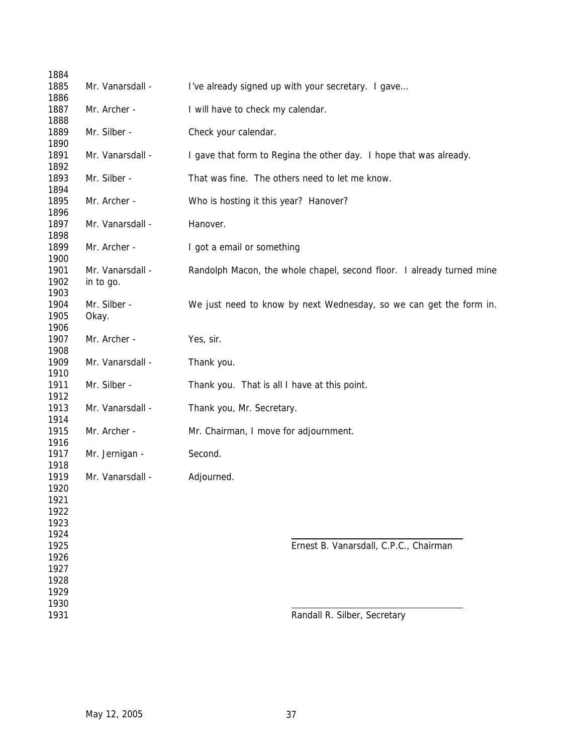1884
1885 Mr. Vanarsdall - I've already signed up with your secretary. I gave…
1886
1887 Mr. Archer - I will have to check my calendar.
1888
1889 Mr. Silber - Check your calendar.
1890
1891 Mr. Vanarsdall - I gave that form to Regina the other day. I hope that was already.
1892
1893 Mr. Silber - That was fine. The others need to let me know.
1894
1895 Mr. Archer - Who is hosting it this year? Hanover?
1896
1897 Mr. Vanarsdall - Hanover.
1898
1899 Mr. Archer - I got a email or something
1900
1901 Mr. Vanarsdall - Randolph Macon, the whole chapel, second floor. I already turned mine
1902 in to go.
1903
1904 Mr. Silber - We just need to know by next Wednesday, so we can get the form in.
1905 Okay.
1906
1907 Mr. Archer - Yes, sir.
1908
1909 Mr. Vanarsdall - Thank you.
1910
1911 Mr. Silber - Thank you. That is all I have at this point.
1912
1913 Mr. Vanarsdall - Thank you, Mr. Secretary.
1914
1915 Mr. Archer - Mr. Chairman, I move for adjournment.
1916
1917 Mr. Jernigan - Second.
1918
1919 Mr. Vanarsdall - Adjourned.
1920
1921
1922
1923
1924
1925 Ernest B. Vanarsdall, C.P.C., Chairman
1926
1927
1928
1929
1930
1931 Randall R. Silber, Secretary

May 12, 2005